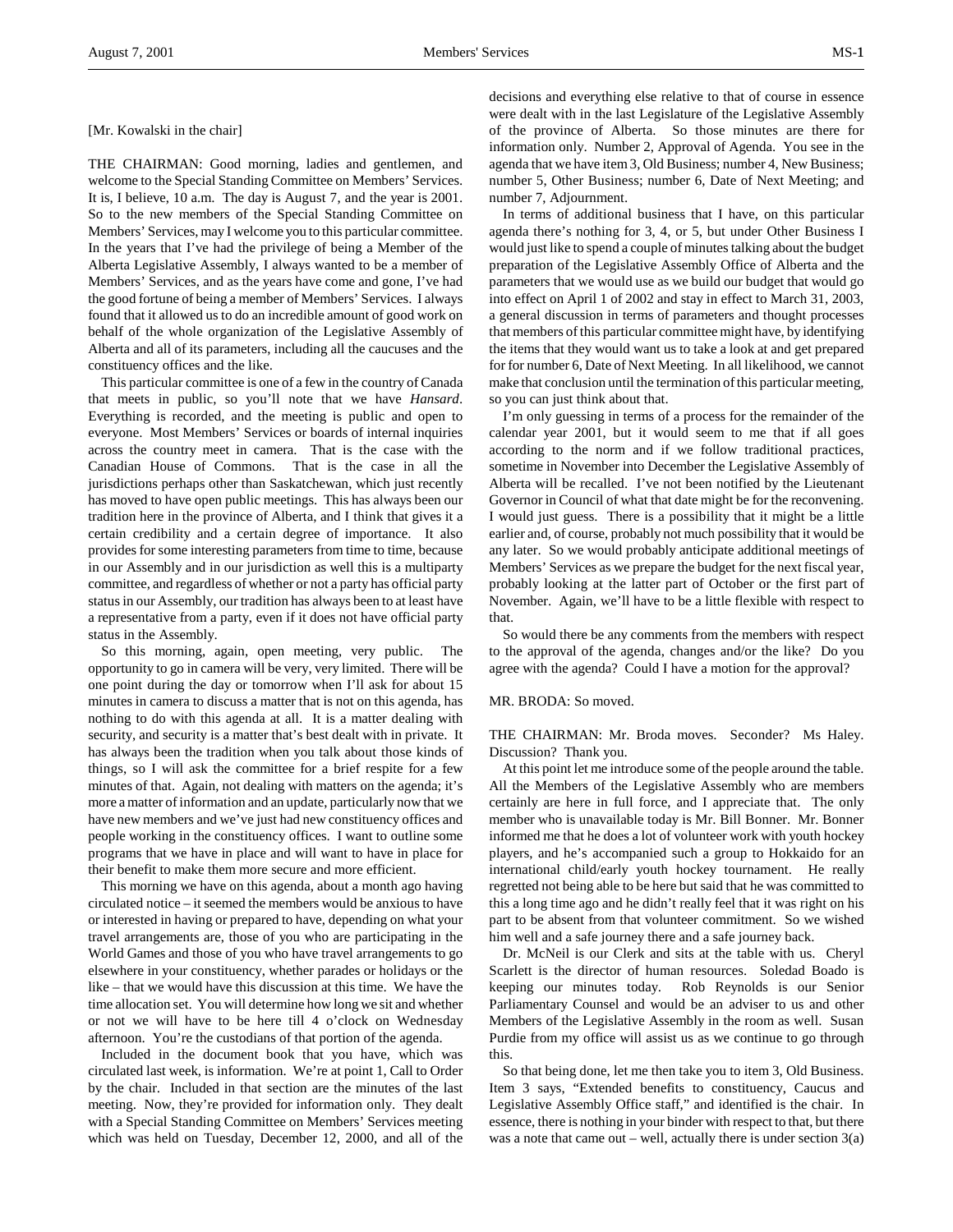[Mr. Kowalski in the chair]

THE CHAIRMAN: Good morning, ladies and gentlemen, and welcome to the Special Standing Committee on Members' Services. It is, I believe, 10 a.m. The day is August 7, and the year is 2001. So to the new members of the Special Standing Committee on Members' Services, may I welcome you to this particular committee. In the years that I've had the privilege of being a Member of the Alberta Legislative Assembly, I always wanted to be a member of Members' Services, and as the years have come and gone, I've had the good fortune of being a member of Members' Services. I always found that it allowed us to do an incredible amount of good work on behalf of the whole organization of the Legislative Assembly of Alberta and all of its parameters, including all the caucuses and the constituency offices and the like.

This particular committee is one of a few in the country of Canada that meets in public, so you'll note that we have *Hansard*. Everything is recorded, and the meeting is public and open to everyone. Most Members' Services or boards of internal inquiries across the country meet in camera. That is the case with the Canadian House of Commons. That is the case in all the jurisdictions perhaps other than Saskatchewan, which just recently has moved to have open public meetings. This has always been our tradition here in the province of Alberta, and I think that gives it a certain credibility and a certain degree of importance. It also provides for some interesting parameters from time to time, because in our Assembly and in our jurisdiction as well this is a multiparty committee, and regardless of whether or not a party has official party status in our Assembly, our tradition has always been to at least have a representative from a party, even if it does not have official party status in the Assembly.

So this morning, again, open meeting, very public. The opportunity to go in camera will be very, very limited. There will be one point during the day or tomorrow when I'll ask for about 15 minutes in camera to discuss a matter that is not on this agenda, has nothing to do with this agenda at all. It is a matter dealing with security, and security is a matter that's best dealt with in private. It has always been the tradition when you talk about those kinds of things, so I will ask the committee for a brief respite for a few minutes of that. Again, not dealing with matters on the agenda; it's more a matter of information and an update, particularly now that we have new members and we've just had new constituency offices and people working in the constituency offices. I want to outline some programs that we have in place and will want to have in place for their benefit to make them more secure and more efficient.

This morning we have on this agenda, about a month ago having circulated notice – it seemed the members would be anxious to have or interested in having or prepared to have, depending on what your travel arrangements are, those of you who are participating in the World Games and those of you who have travel arrangements to go elsewhere in your constituency, whether parades or holidays or the like – that we would have this discussion at this time. We have the time allocation set. You will determine how long we sit and whether or not we will have to be here till 4 o'clock on Wednesday afternoon. You're the custodians of that portion of the agenda.

Included in the document book that you have, which was circulated last week, is information. We're at point 1, Call to Order by the chair. Included in that section are the minutes of the last meeting. Now, they're provided for information only. They dealt with a Special Standing Committee on Members' Services meeting which was held on Tuesday, December 12, 2000, and all of the decisions and everything else relative to that of course in essence were dealt with in the last Legislature of the Legislative Assembly of the province of Alberta. So those minutes are there for information only. Number 2, Approval of Agenda. You see in the agenda that we have item 3, Old Business; number 4, New Business; number 5, Other Business; number 6, Date of Next Meeting; and number 7, Adjournment.

In terms of additional business that I have, on this particular agenda there's nothing for 3, 4, or 5, but under Other Business I would just like to spend a couple of minutes talking about the budget preparation of the Legislative Assembly Office of Alberta and the parameters that we would use as we build our budget that would go into effect on April 1 of 2002 and stay in effect to March 31, 2003, a general discussion in terms of parameters and thought processes that members of this particular committee might have, by identifying the items that they would want us to take a look at and get prepared for for number 6, Date of Next Meeting. In all likelihood, we cannot make that conclusion until the termination of this particular meeting, so you can just think about that.

I'm only guessing in terms of a process for the remainder of the calendar year 2001, but it would seem to me that if all goes according to the norm and if we follow traditional practices, sometime in November into December the Legislative Assembly of Alberta will be recalled. I've not been notified by the Lieutenant Governor in Council of what that date might be for the reconvening. I would just guess. There is a possibility that it might be a little earlier and, of course, probably not much possibility that it would be any later. So we would probably anticipate additional meetings of Members' Services as we prepare the budget for the next fiscal year, probably looking at the latter part of October or the first part of November. Again, we'll have to be a little flexible with respect to that.

So would there be any comments from the members with respect to the approval of the agenda, changes and/or the like? Do you agree with the agenda? Could I have a motion for the approval?

MR. BRODA: So moved.

THE CHAIRMAN: Mr. Broda moves. Seconder? Ms Haley. Discussion? Thank you.

At this point let me introduce some of the people around the table. All the Members of the Legislative Assembly who are members certainly are here in full force, and I appreciate that. The only member who is unavailable today is Mr. Bill Bonner. Mr. Bonner informed me that he does a lot of volunteer work with youth hockey players, and he's accompanied such a group to Hokkaido for an international child/early youth hockey tournament. He really regretted not being able to be here but said that he was committed to this a long time ago and he didn't really feel that it was right on his part to be absent from that volunteer commitment. So we wished him well and a safe journey there and a safe journey back.

Dr. McNeil is our Clerk and sits at the table with us. Cheryl Scarlett is the director of human resources. Soledad Boado is keeping our minutes today. Rob Reynolds is our Senior Parliamentary Counsel and would be an adviser to us and other Members of the Legislative Assembly in the room as well. Susan Purdie from my office will assist us as we continue to go through this.

So that being done, let me then take you to item 3, Old Business. Item 3 says, "Extended benefits to constituency, Caucus and Legislative Assembly Office staff," and identified is the chair. In essence, there is nothing in your binder with respect to that, but there was a note that came out – well, actually there is under section 3(a)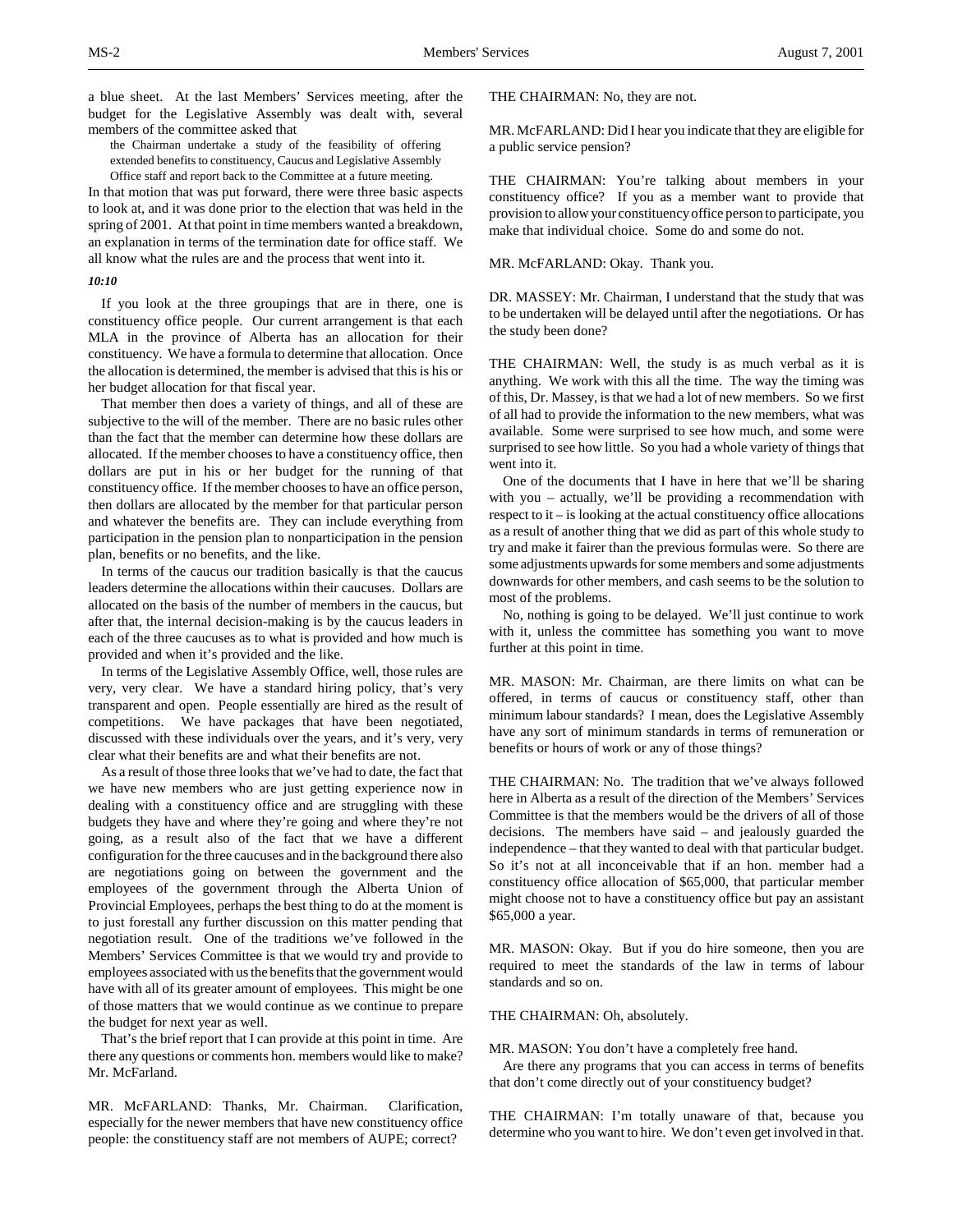a blue sheet. At the last Members' Services meeting, after the budget for the Legislative Assembly was dealt with, several members of the committee asked that

> the Chairman undertake a study of the feasibility of offering extended benefits to constituency, Caucus and Legislative Assembly Office staff and report back to the Committee at a future meeting.

In that motion that was put forward, there were three basic aspects to look at, and it was done prior to the election that was held in the spring of 2001. At that point in time members wanted a breakdown, an explanation in terms of the termination date for office staff. We all know what the rules are and the process that went into it.

*10:10*

If you look at the three groupings that are in there, one is constituency office people. Our current arrangement is that each MLA in the province of Alberta has an allocation for their constituency. We have a formula to determine that allocation. Once the allocation is determined, the member is advised that this is his or her budget allocation for that fiscal year.

That member then does a variety of things, and all of these are subjective to the will of the member. There are no basic rules other than the fact that the member can determine how these dollars are allocated. If the member chooses to have a constituency office, then dollars are put in his or her budget for the running of that constituency office. If the member chooses to have an office person, then dollars are allocated by the member for that particular person and whatever the benefits are. They can include everything from participation in the pension plan to nonparticipation in the pension plan, benefits or no benefits, and the like.

In terms of the caucus our tradition basically is that the caucus leaders determine the allocations within their caucuses. Dollars are allocated on the basis of the number of members in the caucus, but after that, the internal decision-making is by the caucus leaders in each of the three caucuses as to what is provided and how much is provided and when it's provided and the like.

In terms of the Legislative Assembly Office, well, those rules are very, very clear. We have a standard hiring policy, that's very transparent and open. People essentially are hired as the result of competitions. We have packages that have been negotiated, discussed with these individuals over the years, and it's very, very clear what their benefits are and what their benefits are not.

As a result of those three looks that we've had to date, the fact that we have new members who are just getting experience now in dealing with a constituency office and are struggling with these budgets they have and where they're going and where they're not going, as a result also of the fact that we have a different configuration for the three caucuses and in the background there also are negotiations going on between the government and the employees of the government through the Alberta Union of Provincial Employees, perhaps the best thing to do at the moment is to just forestall any further discussion on this matter pending that negotiation result. One of the traditions we've followed in the Members' Services Committee is that we would try and provide to employees associated with us the benefits that the government would have with all of its greater amount of employees. This might be one of those matters that we would continue as we continue to prepare the budget for next year as well.

That's the brief report that I can provide at this point in time. Are there any questions or comments hon. members would like to make? Mr. McFarland.

MR. McFARLAND: Thanks, Mr. Chairman. Clarification, especially for the newer members that have new constituency office people: the constituency staff are not members of AUPE; correct?

THE CHAIRMAN: No, they are not.

MR. McFARLAND: Did I hear you indicate that they are eligible for a public service pension?

THE CHAIRMAN: You're talking about members in your constituency office? If you as a member want to provide that provision to allow your constituency office person to participate, you make that individual choice. Some do and some do not.

MR. McFARLAND: Okay. Thank you.

DR. MASSEY: Mr. Chairman, I understand that the study that was to be undertaken will be delayed until after the negotiations. Or has the study been done?

THE CHAIRMAN: Well, the study is as much verbal as it is anything. We work with this all the time. The way the timing was of this, Dr. Massey, is that we had a lot of new members. So we first of all had to provide the information to the new members, what was available. Some were surprised to see how much, and some were surprised to see how little. So you had a whole variety of things that went into it.

One of the documents that I have in here that we'll be sharing with you – actually, we'll be providing a recommendation with respect to it – is looking at the actual constituency office allocations as a result of another thing that we did as part of this whole study to try and make it fairer than the previous formulas were. So there are some adjustments upwards for some members and some adjustments downwards for other members, and cash seems to be the solution to most of the problems.

No, nothing is going to be delayed. We'll just continue to work with it, unless the committee has something you want to move further at this point in time.

MR. MASON: Mr. Chairman, are there limits on what can be offered, in terms of caucus or constituency staff, other than minimum labour standards? I mean, does the Legislative Assembly have any sort of minimum standards in terms of remuneration or benefits or hours of work or any of those things?

THE CHAIRMAN: No. The tradition that we've always followed here in Alberta as a result of the direction of the Members' Services Committee is that the members would be the drivers of all of those decisions. The members have said – and jealously guarded the independence – that they wanted to deal with that particular budget. So it's not at all inconceivable that if an hon. member had a constituency office allocation of $65,000, that particular member might choose not to have a constituency office but pay an assistant $65,000 a year.

MR. MASON: Okay. But if you do hire someone, then you are required to meet the standards of the law in terms of labour standards and so on.

THE CHAIRMAN: Oh, absolutely.

MR. MASON: You don't have a completely free hand.

Are there any programs that you can access in terms of benefits that don't come directly out of your constituency budget?

THE CHAIRMAN: I'm totally unaware of that, because you determine who you want to hire. We don't even get involved in that.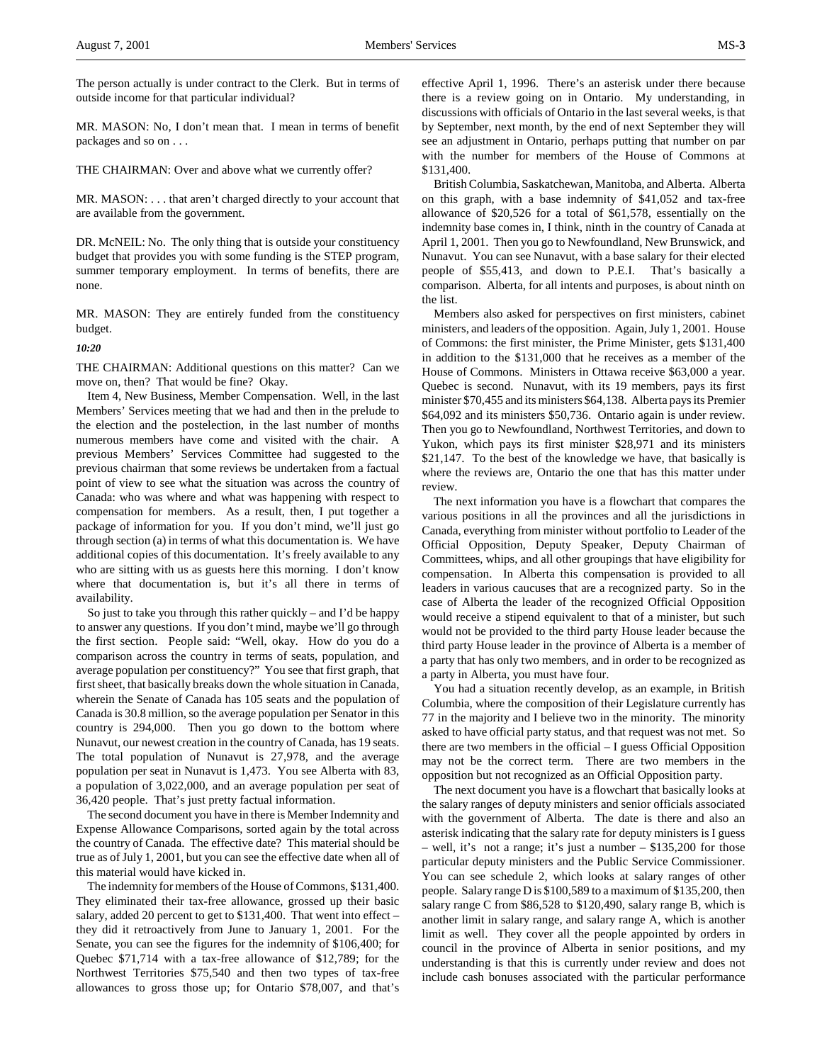The person actually is under contract to the Clerk. But in terms of outside income for that particular individual?

MR. MASON: No, I don't mean that. I mean in terms of benefit packages and so on . . .

THE CHAIRMAN: Over and above what we currently offer?

MR. MASON: . . . that aren't charged directly to your account that are available from the government.

DR. McNEIL: No. The only thing that is outside your constituency budget that provides you with some funding is the STEP program, summer temporary employment. In terms of benefits, there are none.

MR. MASON: They are entirely funded from the constituency budget.

*10:20*

THE CHAIRMAN: Additional questions on this matter? Can we move on, then? That would be fine? Okay.

Item 4, New Business, Member Compensation. Well, in the last Members' Services meeting that we had and then in the prelude to the election and the postelection, in the last number of months numerous members have come and visited with the chair. A previous Members' Services Committee had suggested to the previous chairman that some reviews be undertaken from a factual point of view to see what the situation was across the country of Canada: who was where and what was happening with respect to compensation for members. As a result, then, I put together a package of information for you. If you don't mind, we'll just go through section (a) in terms of what this documentation is. We have additional copies of this documentation. It's freely available to any who are sitting with us as guests here this morning. I don't know where that documentation is, but it's all there in terms of availability.

So just to take you through this rather quickly – and I'd be happy to answer any questions. If you don't mind, maybe we'll go through the first section. People said: "Well, okay. How do you do a comparison across the country in terms of seats, population, and average population per constituency?" You see that first graph, that first sheet, that basically breaks down the whole situation in Canada, wherein the Senate of Canada has 105 seats and the population of Canada is 30.8 million, so the average population per Senator in this country is 294,000. Then you go down to the bottom where Nunavut, our newest creation in the country of Canada, has 19 seats. The total population of Nunavut is 27,978, and the average population per seat in Nunavut is 1,473. You see Alberta with 83, a population of 3,022,000, and an average population per seat of 36,420 people. That's just pretty factual information.

The second document you have in there is Member Indemnity and Expense Allowance Comparisons, sorted again by the total across the country of Canada. The effective date? This material should be true as of July 1, 2001, but you can see the effective date when all of this material would have kicked in.

The indemnity for members of the House of Commons, $131,400. They eliminated their tax-free allowance, grossed up their basic salary, added 20 percent to get to $131,400. That went into effect – they did it retroactively from June to January 1, 2001. For the Senate, you can see the figures for the indemnity of $106,400; for Quebec $71,714 with a tax-free allowance of $12,789; for the Northwest Territories $75,540 and then two types of tax-free allowances to gross those up; for Ontario $78,007, and that's effective April 1, 1996. There's an asterisk under there because there is a review going on in Ontario. My understanding, in discussions with officials of Ontario in the last several weeks, is that by September, next month, by the end of next September they will see an adjustment in Ontario, perhaps putting that number on par with the number for members of the House of Commons at $131,400.

British Columbia, Saskatchewan, Manitoba, and Alberta. Alberta on this graph, with a base indemnity of $41,052 and tax-free allowance of $20,526 for a total of $61,578, essentially on the indemnity base comes in, I think, ninth in the country of Canada at April 1, 2001. Then you go to Newfoundland, New Brunswick, and Nunavut. You can see Nunavut, with a base salary for their elected people of $55,413, and down to P.E.I. That's basically a comparison. Alberta, for all intents and purposes, is about ninth on the list.

Members also asked for perspectives on first ministers, cabinet ministers, and leaders of the opposition. Again, July 1, 2001. House of Commons: the first minister, the Prime Minister, gets $131,400 in addition to the $131,000 that he receives as a member of the House of Commons. Ministers in Ottawa receive $63,000 a year. Quebec is second. Nunavut, with its 19 members, pays its first minister $70,455 and its ministers $64,138. Alberta pays its Premier $64,092 and its ministers $50,736. Ontario again is under review. Then you go to Newfoundland, Northwest Territories, and down to Yukon, which pays its first minister $28,971 and its ministers $21,147. To the best of the knowledge we have, that basically is where the reviews are, Ontario the one that has this matter under review.

The next information you have is a flowchart that compares the various positions in all the provinces and all the jurisdictions in Canada, everything from minister without portfolio to Leader of the Official Opposition, Deputy Speaker, Deputy Chairman of Committees, whips, and all other groupings that have eligibility for compensation. In Alberta this compensation is provided to all leaders in various caucuses that are a recognized party. So in the case of Alberta the leader of the recognized Official Opposition would receive a stipend equivalent to that of a minister, but such would not be provided to the third party House leader because the third party House leader in the province of Alberta is a member of a party that has only two members, and in order to be recognized as a party in Alberta, you must have four.

You had a situation recently develop, as an example, in British Columbia, where the composition of their Legislature currently has 77 in the majority and I believe two in the minority. The minority asked to have official party status, and that request was not met. So there are two members in the official – I guess Official Opposition may not be the correct term. There are two members in the opposition but not recognized as an Official Opposition party.

The next document you have is a flowchart that basically looks at the salary ranges of deputy ministers and senior officials associated with the government of Alberta. The date is there and also an asterisk indicating that the salary rate for deputy ministers is I guess – well, it's not a range; it's just a number – $135,200 for those particular deputy ministers and the Public Service Commissioner. You can see schedule 2, which looks at salary ranges of other people. Salary range D is $100,589 to a maximum of $135,200, then salary range C from $86,528 to $120,490, salary range B, which is another limit in salary range, and salary range A, which is another limit as well. They cover all the people appointed by orders in council in the province of Alberta in senior positions, and my understanding is that this is currently under review and does not include cash bonuses associated with the particular performance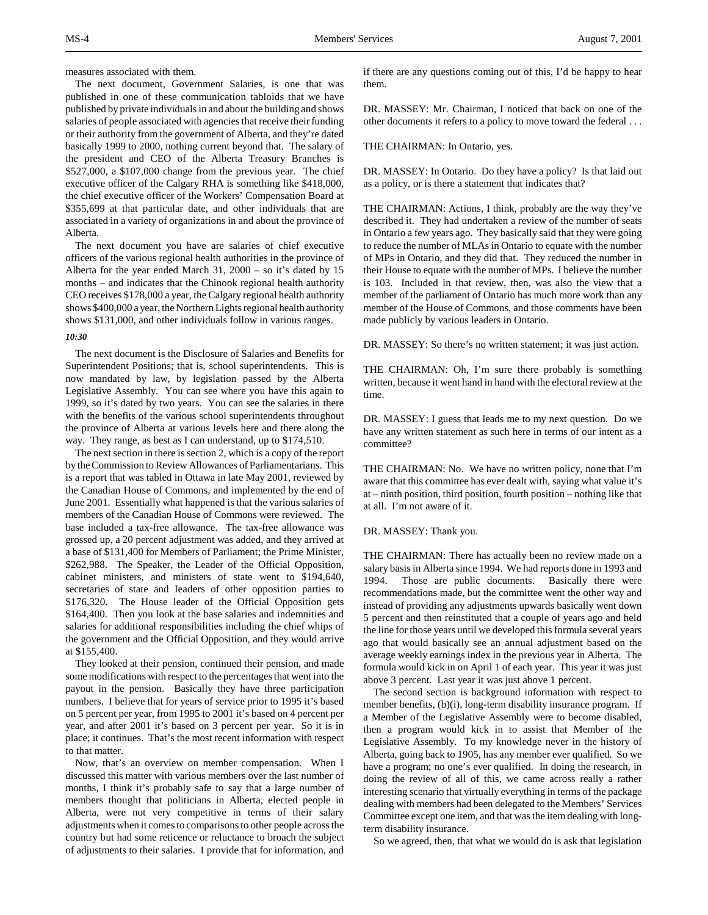measures associated with them.

The next document, Government Salaries, is one that was published in one of these communication tabloids that we have published by private individuals in and about the building and shows salaries of people associated with agencies that receive their funding or their authority from the government of Alberta, and they're dated basically 1999 to 2000, nothing current beyond that. The salary of the president and CEO of the Alberta Treasury Branches is $527,000, a $107,000 change from the previous year. The chief executive officer of the Calgary RHA is something like $418,000, the chief executive officer of the Workers' Compensation Board at $355,699 at that particular date, and other individuals that are associated in a variety of organizations in and about the province of Alberta.

The next document you have are salaries of chief executive officers of the various regional health authorities in the province of Alberta for the year ended March 31, 2000 – so it's dated by 15 months – and indicates that the Chinook regional health authority CEO receives $178,000 a year, the Calgary regional health authority shows $400,000 a year, the Northern Lights regional health authority shows $131,000, and other individuals follow in various ranges.

*10:30*

The next document is the Disclosure of Salaries and Benefits for Superintendent Positions; that is, school superintendents. This is now mandated by law, by legislation passed by the Alberta Legislative Assembly. You can see where you have this again to 1999, so it's dated by two years. You can see the salaries in there with the benefits of the various school superintendents throughout the province of Alberta at various levels here and there along the way. They range, as best as I can understand, up to $174,510.

The next section in there is section 2, which is a copy of the report by the Commission to Review Allowances of Parliamentarians. This is a report that was tabled in Ottawa in late May 2001, reviewed by the Canadian House of Commons, and implemented by the end of June 2001. Essentially what happened is that the various salaries of members of the Canadian House of Commons were reviewed. The base included a tax-free allowance. The tax-free allowance was grossed up, a 20 percent adjustment was added, and they arrived at a base of $131,400 for Members of Parliament; the Prime Minister, $262,988. The Speaker, the Leader of the Official Opposition, cabinet ministers, and ministers of state went to $194,640, secretaries of state and leaders of other opposition parties to $176,320. The House leader of the Official Opposition gets $164,400. Then you look at the base salaries and indemnities and salaries for additional responsibilities including the chief whips of the government and the Official Opposition, and they would arrive at $155,400.

They looked at their pension, continued their pension, and made some modifications with respect to the percentages that went into the payout in the pension. Basically they have three participation numbers. I believe that for years of service prior to 1995 it's based on 5 percent per year, from 1995 to 2001 it's based on 4 percent per year, and after 2001 it's based on 3 percent per year. So it is in place; it continues. That's the most recent information with respect to that matter.

Now, that's an overview on member compensation. When I discussed this matter with various members over the last number of months, I think it's probably safe to say that a large number of members thought that politicians in Alberta, elected people in Alberta, were not very competitive in terms of their salary adjustments when it comes to comparisons to other people across the country but had some reticence or reluctance to broach the subject of adjustments to their salaries. I provide that for information, and if there are any questions coming out of this, I'd be happy to hear them.

DR. MASSEY: Mr. Chairman, I noticed that back on one of the other documents it refers to a policy to move toward the federal . . .

THE CHAIRMAN: In Ontario, yes.

DR. MASSEY: In Ontario. Do they have a policy? Is that laid out as a policy, or is there a statement that indicates that?

THE CHAIRMAN: Actions, I think, probably are the way they've described it. They had undertaken a review of the number of seats in Ontario a few years ago. They basically said that they were going to reduce the number of MLAs in Ontario to equate with the number of MPs in Ontario, and they did that. They reduced the number in their House to equate with the number of MPs. I believe the number is 103. Included in that review, then, was also the view that a member of the parliament of Ontario has much more work than any member of the House of Commons, and those comments have been made publicly by various leaders in Ontario.

DR. MASSEY: So there's no written statement; it was just action.

THE CHAIRMAN: Oh, I'm sure there probably is something written, because it went hand in hand with the electoral review at the time.

DR. MASSEY: I guess that leads me to my next question. Do we have any written statement as such here in terms of our intent as a committee?

THE CHAIRMAN: No. We have no written policy, none that I'm aware that this committee has ever dealt with, saying what value it's at – ninth position, third position, fourth position – nothing like that at all. I'm not aware of it.

DR. MASSEY: Thank you.

THE CHAIRMAN: There has actually been no review made on a salary basis in Alberta since 1994. We had reports done in 1993 and 1994. Those are public documents. Basically there were recommendations made, but the committee went the other way and instead of providing any adjustments upwards basically went down 5 percent and then reinstituted that a couple of years ago and held the line for those years until we developed this formula several years ago that would basically see an annual adjustment based on the average weekly earnings index in the previous year in Alberta. The formula would kick in on April 1 of each year. This year it was just above 3 percent. Last year it was just above 1 percent.

The second section is background information with respect to member benefits, (b)(i), long-term disability insurance program. If a Member of the Legislative Assembly were to become disabled, then a program would kick in to assist that Member of the Legislative Assembly. To my knowledge never in the history of Alberta, going back to 1905, has any member ever qualified. So we have a program; no one's ever qualified. In doing the research, in doing the review of all of this, we came across really a rather interesting scenario that virtually everything in terms of the package dealing with members had been delegated to the Members' Services Committee except one item, and that was the item dealing with long-term disability insurance.

So we agreed, then, that what we would do is ask that legislation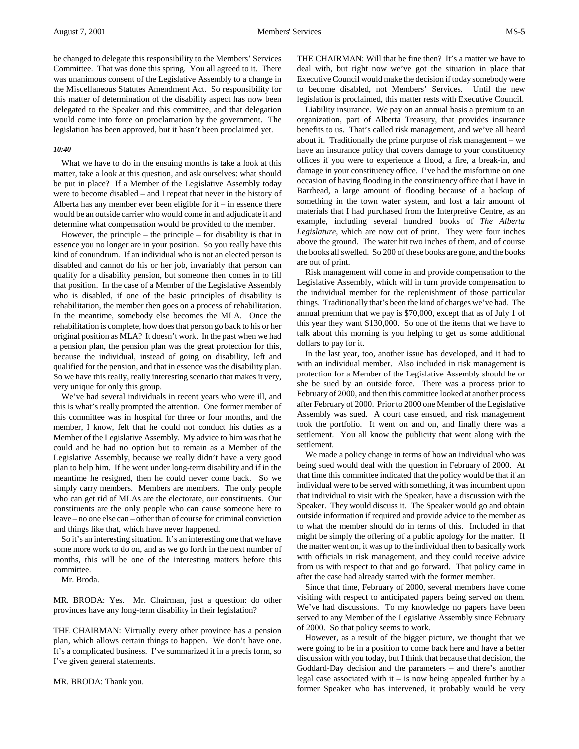be changed to delegate this responsibility to the Members' Services Committee. That was done this spring. You all agreed to it. There was unanimous consent of the Legislative Assembly to a change in the Miscellaneous Statutes Amendment Act. So responsibility for this matter of determination of the disability aspect has now been delegated to the Speaker and this committee, and that delegation would come into force on proclamation by the government. The legislation has been approved, but it hasn't been proclaimed yet.

*10:40*

What we have to do in the ensuing months is take a look at this matter, take a look at this question, and ask ourselves: what should be put in place? If a Member of the Legislative Assembly today were to become disabled – and I repeat that never in the history of Alberta has any member ever been eligible for it – in essence there would be an outside carrier who would come in and adjudicate it and determine what compensation would be provided to the member.

However, the principle – the principle – for disability is that in essence you no longer are in your position. So you really have this kind of conundrum. If an individual who is not an elected person is disabled and cannot do his or her job, invariably that person can qualify for a disability pension, but someone then comes in to fill that position. In the case of a Member of the Legislative Assembly who is disabled, if one of the basic principles of disability is rehabilitation, the member then goes on a process of rehabilitation. In the meantime, somebody else becomes the MLA. Once the rehabilitation is complete, how does that person go back to his or her original position as MLA? It doesn't work. In the past when we had a pension plan, the pension plan was the great protection for this, because the individual, instead of going on disability, left and qualified for the pension, and that in essence was the disability plan. So we have this really, really interesting scenario that makes it very, very unique for only this group.

We've had several individuals in recent years who were ill, and this is what's really prompted the attention. One former member of this committee was in hospital for three or four months, and the member, I know, felt that he could not conduct his duties as a Member of the Legislative Assembly. My advice to him was that he could and he had no option but to remain as a Member of the Legislative Assembly, because we really didn't have a very good plan to help him. If he went under long-term disability and if in the meantime he resigned, then he could never come back. So we simply carry members. Members are members. The only people who can get rid of MLAs are the electorate, our constituents. Our constituents are the only people who can cause someone here to leave – no one else can – other than of course for criminal conviction and things like that, which have never happened.

So it's an interesting situation. It's an interesting one that we have some more work to do on, and as we go forth in the next number of months, this will be one of the interesting matters before this committee.

Mr. Broda.

MR. BRODA: Yes. Mr. Chairman, just a question: do other provinces have any long-term disability in their legislation?

THE CHAIRMAN: Virtually every other province has a pension plan, which allows certain things to happen. We don't have one. It's a complicated business. I've summarized it in a precis form, so I've given general statements.

MR. BRODA: Thank you.

THE CHAIRMAN: Will that be fine then? It's a matter we have to deal with, but right now we've got the situation in place that Executive Council would make the decision if today somebody were to become disabled, not Members' Services. Until the new legislation is proclaimed, this matter rests with Executive Council.

Liability insurance. We pay on an annual basis a premium to an organization, part of Alberta Treasury, that provides insurance benefits to us. That's called risk management, and we've all heard about it. Traditionally the prime purpose of risk management – we have an insurance policy that covers damage to your constituency offices if you were to experience a flood, a fire, a break-in, and damage in your constituency office. I've had the misfortune on one occasion of having flooding in the constituency office that I have in Barrhead, a large amount of flooding because of a backup of something in the town water system, and lost a fair amount of materials that I had purchased from the Interpretive Centre, as an example, including several hundred books of *The Alberta Legislature*, which are now out of print. They were four inches above the ground. The water hit two inches of them, and of course the books all swelled. So 200 of these books are gone, and the books are out of print.

Risk management will come in and provide compensation to the Legislative Assembly, which will in turn provide compensation to the individual member for the replenishment of those particular things. Traditionally that's been the kind of charges we've had. The annual premium that we pay is $70,000, except that as of July 1 of this year they want $130,000. So one of the items that we have to talk about this morning is you helping to get us some additional dollars to pay for it.

In the last year, too, another issue has developed, and it had to with an individual member. Also included in risk management is protection for a Member of the Legislative Assembly should he or she be sued by an outside force. There was a process prior to February of 2000, and then this committee looked at another process after February of 2000. Prior to 2000 one Member of the Legislative Assembly was sued. A court case ensued, and risk management took the portfolio. It went on and on, and finally there was a settlement. You all know the publicity that went along with the settlement.

We made a policy change in terms of how an individual who was being sued would deal with the question in February of 2000. At that time this committee indicated that the policy would be that if an individual were to be served with something, it was incumbent upon that individual to visit with the Speaker, have a discussion with the Speaker. They would discuss it. The Speaker would go and obtain outside information if required and provide advice to the member as to what the member should do in terms of this. Included in that might be simply the offering of a public apology for the matter. If the matter went on, it was up to the individual then to basically work with officials in risk management, and they could receive advice from us with respect to that and go forward. That policy came in after the case had already started with the former member.

Since that time, February of 2000, several members have come visiting with respect to anticipated papers being served on them. We've had discussions. To my knowledge no papers have been served to any Member of the Legislative Assembly since February of 2000. So that policy seems to work.

However, as a result of the bigger picture, we thought that we were going to be in a position to come back here and have a better discussion with you today, but I think that because that decision, the Goddard-Day decision and the parameters – and there's another legal case associated with it – is now being appealed further by a former Speaker who has intervened, it probably would be very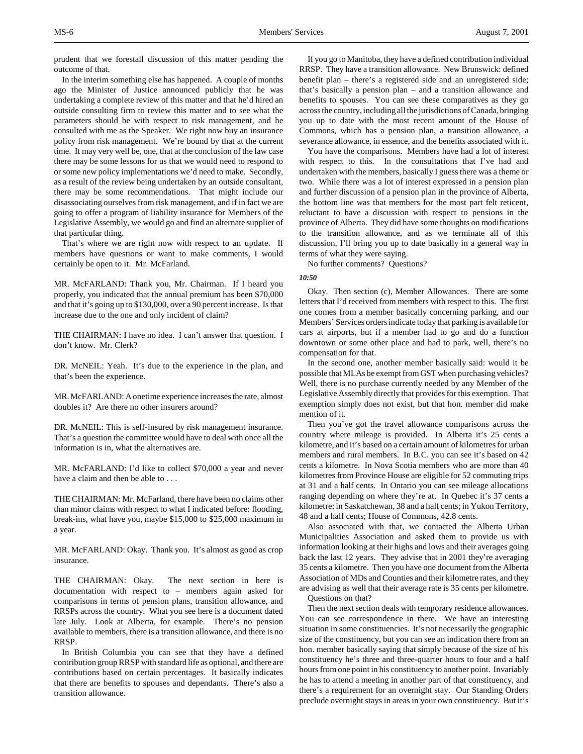prudent that we forestall discussion of this matter pending the outcome of that.

In the interim something else has happened. A couple of months ago the Minister of Justice announced publicly that he was undertaking a complete review of this matter and that he'd hired an outside consulting firm to review this matter and to see what the parameters should be with respect to risk management, and he consulted with me as the Speaker. We right now buy an insurance policy from risk management. We're bound by that at the current time. It may very well be, one, that at the conclusion of the law case there may be some lessons for us that we would need to respond to or some new policy implementations we'd need to make. Secondly, as a result of the review being undertaken by an outside consultant, there may be some recommendations. That might include our disassociating ourselves from risk management, and if in fact we are going to offer a program of liability insurance for Members of the Legislative Assembly, we would go and find an alternate supplier of that particular thing.

That's where we are right now with respect to an update. If members have questions or want to make comments, I would certainly be open to it. Mr. McFarland.

MR. McFARLAND: Thank you, Mr. Chairman. If I heard you properly, you indicated that the annual premium has been $70,000 and that it's going up to $130,000, over a 90 percent increase. Is that increase due to the one and only incident of claim?

THE CHAIRMAN: I have no idea. I can't answer that question. I don't know. Mr. Clerk?

DR. McNEIL: Yeah. It's due to the experience in the plan, and that's been the experience.

MR. McFARLAND: A onetime experience increases the rate, almost doubles it? Are there no other insurers around?

DR. McNEIL: This is self-insured by risk management insurance. That's a question the committee would have to deal with once all the information is in, what the alternatives are.

MR. McFARLAND: I'd like to collect $70,000 a year and never have a claim and then be able to . . .

THE CHAIRMAN: Mr. McFarland, there have been no claims other than minor claims with respect to what I indicated before: flooding, break-ins, what have you, maybe $15,000 to $25,000 maximum in a year.

MR. McFARLAND: Okay. Thank you. It's almost as good as crop insurance.

THE CHAIRMAN: Okay. The next section in here is documentation with respect to – members again asked for comparisons in terms of pension plans, transition allowance, and RRSPs across the country. What you see here is a document dated late July. Look at Alberta, for example. There's no pension available to members, there is a transition allowance, and there is no RRSP.

In British Columbia you can see that they have a defined contribution group RRSP with standard life as optional, and there are contributions based on certain percentages. It basically indicates that there are benefits to spouses and dependants. There's also a transition allowance.

If you go to Manitoba, they have a defined contribution individual RRSP. They have a transition allowance. New Brunswick: defined benefit plan – there's a registered side and an unregistered side; that's basically a pension plan – and a transition allowance and benefits to spouses. You can see these comparatives as they go across the country, including all the jurisdictions of Canada, bringing you up to date with the most recent amount of the House of Commons, which has a pension plan, a transition allowance, a severance allowance, in essence, and the benefits associated with it.

You have the comparisons. Members have had a lot of interest with respect to this. In the consultations that I've had and undertaken with the members, basically I guess there was a theme or two. While there was a lot of interest expressed in a pension plan and further discussion of a pension plan in the province of Alberta, the bottom line was that members for the most part felt reticent, reluctant to have a discussion with respect to pensions in the province of Alberta. They did have some thoughts on modifications to the transition allowance, and as we terminate all of this discussion, I'll bring you up to date basically in a general way in terms of what they were saying.

No further comments? Questions?

*10:50*

Okay. Then section (c), Member Allowances. There are some letters that I'd received from members with respect to this. The first one comes from a member basically concerning parking, and our Members' Services orders indicate today that parking is available for cars at airports, but if a member had to go and do a function downtown or some other place and had to park, well, there's no compensation for that.

In the second one, another member basically said: would it be possible that MLAs be exempt from GST when purchasing vehicles? Well, there is no purchase currently needed by any Member of the Legislative Assembly directly that provides for this exemption. That exemption simply does not exist, but that hon. member did make mention of it.

Then you've got the travel allowance comparisons across the country where mileage is provided. In Alberta it's 25 cents a kilometre, and it's based on a certain amount of kilometres for urban members and rural members. In B.C. you can see it's based on 42 cents a kilometre. In Nova Scotia members who are more than 40 kilometres from Province House are eligible for 52 commuting trips at 31 and a half cents. In Ontario you can see mileage allocations ranging depending on where they're at. In Quebec it's 37 cents a kilometre; in Saskatchewan, 38 and a half cents; in Yukon Territory, 48 and a half cents; House of Commons, 42.8 cents.

Also associated with that, we contacted the Alberta Urban Municipalities Association and asked them to provide us with information looking at their highs and lows and their averages going back the last 12 years. They advise that in 2001 they're averaging 35 cents a kilometre. Then you have one document from the Alberta Association of MDs and Counties and their kilometre rates, and they are advising as well that their average rate is 35 cents per kilometre.

Questions on that?

Then the next section deals with temporary residence allowances. You can see correspondence in there. We have an interesting situation in some constituencies. It's not necessarily the geographic size of the constituency, but you can see an indication there from an hon. member basically saying that simply because of the size of his constituency he's three and three-quarter hours to four and a half hours from one point in his constituency to another point. Invariably he has to attend a meeting in another part of that constituency, and there's a requirement for an overnight stay. Our Standing Orders preclude overnight stays in areas in your own constituency. But it's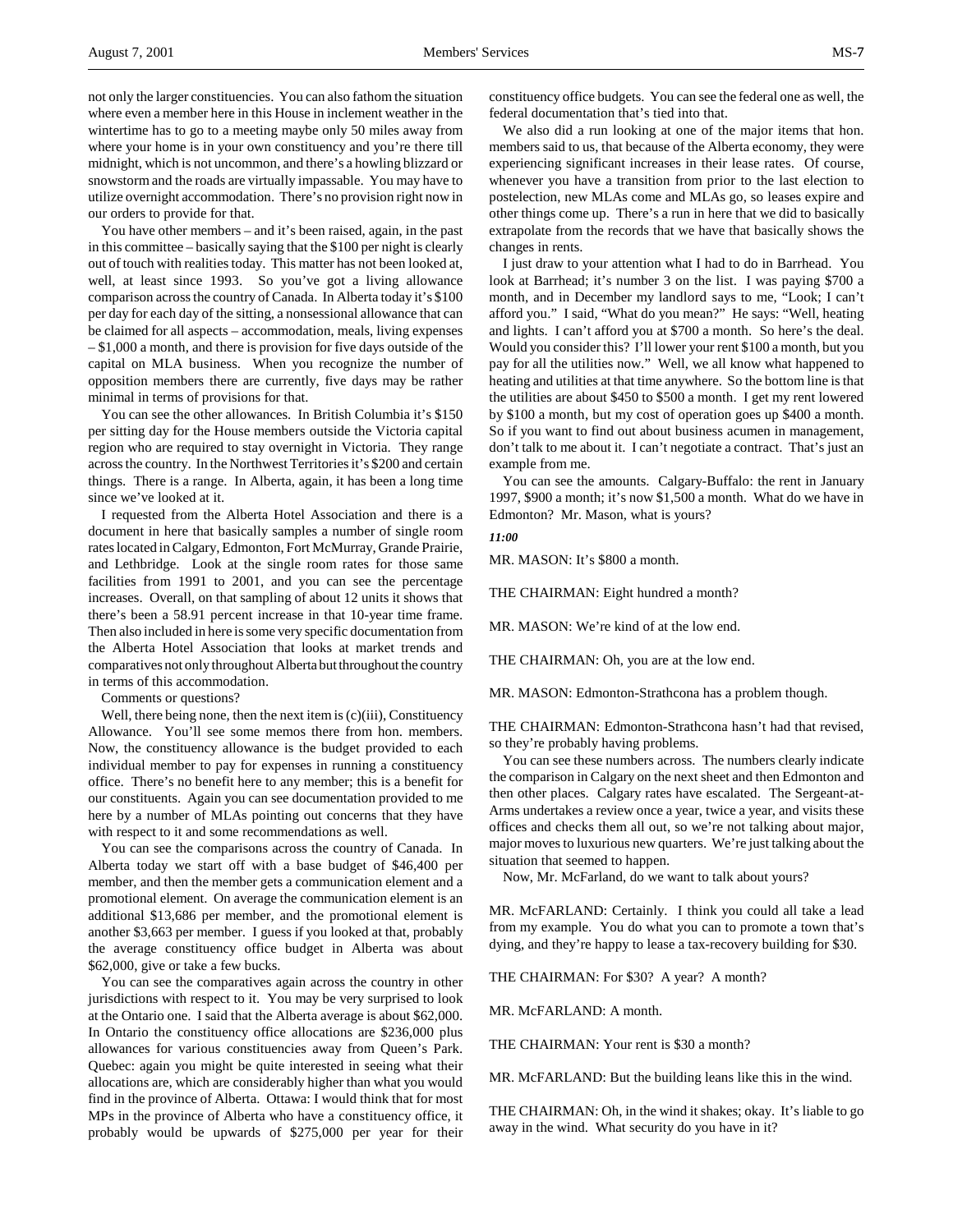not only the larger constituencies. You can also fathom the situation where even a member here in this House in inclement weather in the wintertime has to go to a meeting maybe only 50 miles away from where your home is in your own constituency and you're there till midnight, which is not uncommon, and there's a howling blizzard or snowstorm and the roads are virtually impassable. You may have to utilize overnight accommodation. There's no provision right now in our orders to provide for that.

You have other members – and it's been raised, again, in the past in this committee – basically saying that the $100 per night is clearly out of touch with realities today. This matter has not been looked at, well, at least since 1993. So you've got a living allowance comparison across the country of Canada. In Alberta today it's $100 per day for each day of the sitting, a nonsessional allowance that can be claimed for all aspects – accommodation, meals, living expenses – $1,000 a month, and there is provision for five days outside of the capital on MLA business. When you recognize the number of opposition members there are currently, five days may be rather minimal in terms of provisions for that.

You can see the other allowances. In British Columbia it's $150 per sitting day for the House members outside the Victoria capital region who are required to stay overnight in Victoria. They range across the country. In the Northwest Territories it's $200 and certain things. There is a range. In Alberta, again, it has been a long time since we've looked at it.

I requested from the Alberta Hotel Association and there is a document in here that basically samples a number of single room rates located in Calgary, Edmonton, Fort McMurray, Grande Prairie, and Lethbridge. Look at the single room rates for those same facilities from 1991 to 2001, and you can see the percentage increases. Overall, on that sampling of about 12 units it shows that there's been a 58.91 percent increase in that 10-year time frame. Then also included in here is some very specific documentation from the Alberta Hotel Association that looks at market trends and comparatives not only throughout Alberta but throughout the country in terms of this accommodation.

Comments or questions?

Well, there being none, then the next item is (c)(iii), Constituency Allowance. You'll see some memos there from hon. members. Now, the constituency allowance is the budget provided to each individual member to pay for expenses in running a constituency office. There's no benefit here to any member; this is a benefit for our constituents. Again you can see documentation provided to me here by a number of MLAs pointing out concerns that they have with respect to it and some recommendations as well.

You can see the comparisons across the country of Canada. In Alberta today we start off with a base budget of $46,400 per member, and then the member gets a communication element and a promotional element. On average the communication element is an additional $13,686 per member, and the promotional element is another $3,663 per member. I guess if you looked at that, probably the average constituency office budget in Alberta was about $62,000, give or take a few bucks.

You can see the comparatives again across the country in other jurisdictions with respect to it. You may be very surprised to look at the Ontario one. I said that the Alberta average is about $62,000. In Ontario the constituency office allocations are $236,000 plus allowances for various constituencies away from Queen's Park. Quebec: again you might be quite interested in seeing what their allocations are, which are considerably higher than what you would find in the province of Alberta. Ottawa: I would think that for most MPs in the province of Alberta who have a constituency office, it probably would be upwards of $275,000 per year for their constituency office budgets. You can see the federal one as well, the federal documentation that's tied into that.

We also did a run looking at one of the major items that hon. members said to us, that because of the Alberta economy, they were experiencing significant increases in their lease rates. Of course, whenever you have a transition from prior to the last election to postelection, new MLAs come and MLAs go, so leases expire and other things come up. There's a run in here that we did to basically extrapolate from the records that we have that basically shows the changes in rents.

I just draw to your attention what I had to do in Barrhead. You look at Barrhead; it's number 3 on the list. I was paying $700 a month, and in December my landlord says to me, "Look; I can't afford you." I said, "What do you mean?" He says: "Well, heating and lights. I can't afford you at $700 a month. So here's the deal. Would you consider this? I'll lower your rent $100 a month, but you pay for all the utilities now." Well, we all know what happened to heating and utilities at that time anywhere. So the bottom line is that the utilities are about $450 to $500 a month. I get my rent lowered by $100 a month, but my cost of operation goes up $400 a month. So if you want to find out about business acumen in management, don't talk to me about it. I can't negotiate a contract. That's just an example from me.

You can see the amounts. Calgary-Buffalo: the rent in January 1997, $900 a month; it's now $1,500 a month. What do we have in Edmonton? Mr. Mason, what is yours?

*11:00*

MR. MASON: It's $800 a month.

THE CHAIRMAN: Eight hundred a month?

MR. MASON: We're kind of at the low end.

THE CHAIRMAN: Oh, you are at the low end.

MR. MASON: Edmonton-Strathcona has a problem though.

THE CHAIRMAN: Edmonton-Strathcona hasn't had that revised, so they're probably having problems.

You can see these numbers across. The numbers clearly indicate the comparison in Calgary on the next sheet and then Edmonton and then other places. Calgary rates have escalated. The Sergeant-at-Arms undertakes a review once a year, twice a year, and visits these offices and checks them all out, so we're not talking about major, major moves to luxurious new quarters. We're just talking about the situation that seemed to happen.

Now, Mr. McFarland, do we want to talk about yours?

MR. McFARLAND: Certainly. I think you could all take a lead from my example. You do what you can to promote a town that's dying, and they're happy to lease a tax-recovery building for $30.

THE CHAIRMAN: For $30? A year? A month?

MR. McFARLAND: A month.

THE CHAIRMAN: Your rent is $30 a month?

MR. McFARLAND: But the building leans like this in the wind.

THE CHAIRMAN: Oh, in the wind it shakes; okay. It's liable to go away in the wind. What security do you have in it?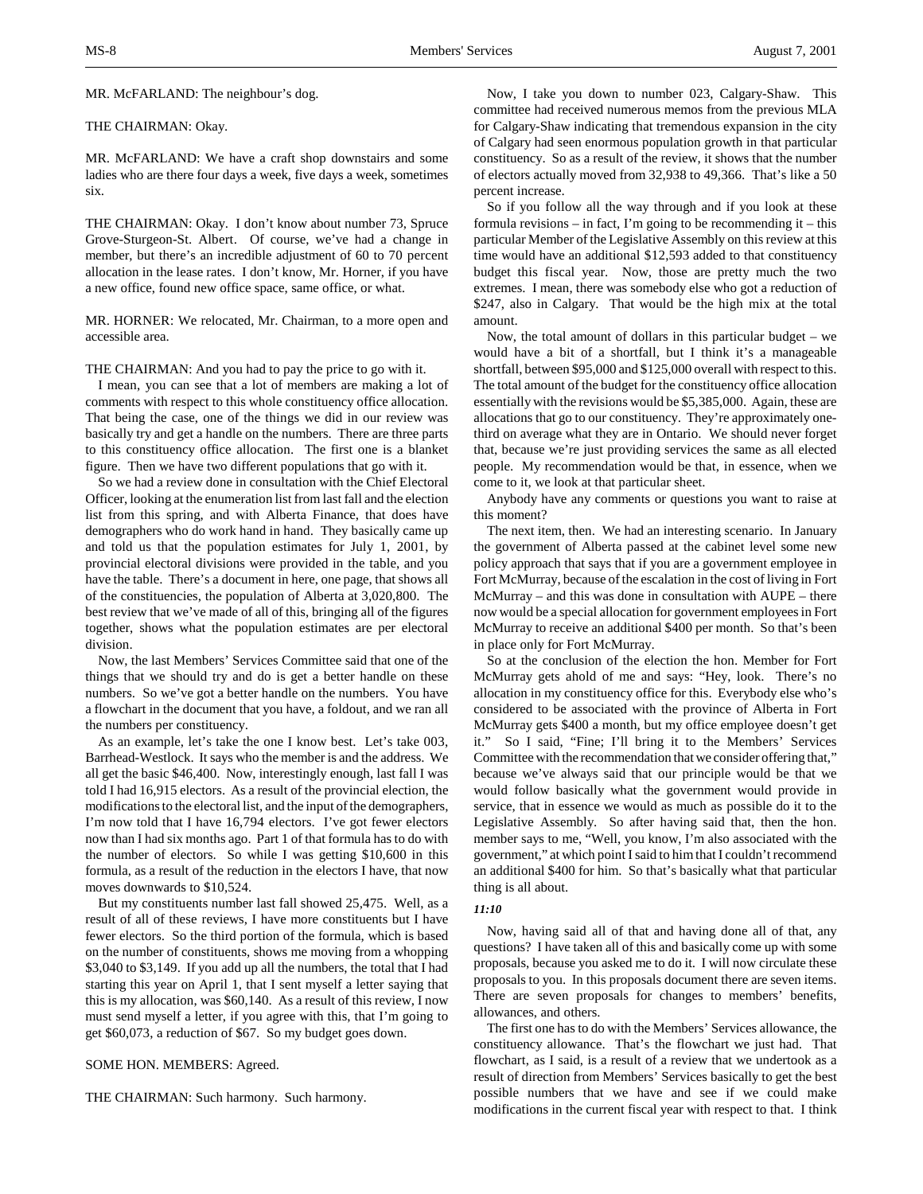MR. McFARLAND: The neighbour's dog.

THE CHAIRMAN: Okay.

MR. McFARLAND: We have a craft shop downstairs and some ladies who are there four days a week, five days a week, sometimes six.

THE CHAIRMAN: Okay. I don't know about number 73, Spruce Grove-Sturgeon-St. Albert. Of course, we've had a change in member, but there's an incredible adjustment of 60 to 70 percent allocation in the lease rates. I don't know, Mr. Horner, if you have a new office, found new office space, same office, or what.

MR. HORNER: We relocated, Mr. Chairman, to a more open and accessible area.

THE CHAIRMAN: And you had to pay the price to go with it.

I mean, you can see that a lot of members are making a lot of comments with respect to this whole constituency office allocation. That being the case, one of the things we did in our review was basically try and get a handle on the numbers. There are three parts to this constituency office allocation. The first one is a blanket figure. Then we have two different populations that go with it.

So we had a review done in consultation with the Chief Electoral Officer, looking at the enumeration list from last fall and the election list from this spring, and with Alberta Finance, that does have demographers who do work hand in hand. They basically came up and told us that the population estimates for July 1, 2001, by provincial electoral divisions were provided in the table, and you have the table. There's a document in here, one page, that shows all of the constituencies, the population of Alberta at 3,020,800. The best review that we've made of all of this, bringing all of the figures together, shows what the population estimates are per electoral division.

Now, the last Members' Services Committee said that one of the things that we should try and do is get a better handle on these numbers. So we've got a better handle on the numbers. You have a flowchart in the document that you have, a foldout, and we ran all the numbers per constituency.

As an example, let's take the one I know best. Let's take 003, Barrhead-Westlock. It says who the member is and the address. We all get the basic $46,400. Now, interestingly enough, last fall I was told I had 16,915 electors. As a result of the provincial election, the modifications to the electoral list, and the input of the demographers, I'm now told that I have 16,794 electors. I've got fewer electors now than I had six months ago. Part 1 of that formula has to do with the number of electors. So while I was getting $10,600 in this formula, as a result of the reduction in the electors I have, that now moves downwards to $10,524.

But my constituents number last fall showed 25,475. Well, as a result of all of these reviews, I have more constituents but I have fewer electors. So the third portion of the formula, which is based on the number of constituents, shows me moving from a whopping $3,040 to $3,149. If you add up all the numbers, the total that I had starting this year on April 1, that I sent myself a letter saying that this is my allocation, was $60,140. As a result of this review, I now must send myself a letter, if you agree with this, that I'm going to get $60,073, a reduction of $67. So my budget goes down.

SOME HON. MEMBERS: Agreed.

THE CHAIRMAN: Such harmony. Such harmony.

Now, I take you down to number 023, Calgary-Shaw. This committee had received numerous memos from the previous MLA for Calgary-Shaw indicating that tremendous expansion in the city of Calgary had seen enormous population growth in that particular constituency. So as a result of the review, it shows that the number of electors actually moved from 32,938 to 49,366. That's like a 50 percent increase.

So if you follow all the way through and if you look at these formula revisions – in fact, I'm going to be recommending it – this particular Member of the Legislative Assembly on this review at this time would have an additional $12,593 added to that constituency budget this fiscal year. Now, those are pretty much the two extremes. I mean, there was somebody else who got a reduction of $247, also in Calgary. That would be the high mix at the total amount.

Now, the total amount of dollars in this particular budget – we would have a bit of a shortfall, but I think it's a manageable shortfall, between $95,000 and $125,000 overall with respect to this. The total amount of the budget for the constituency office allocation essentially with the revisions would be $5,385,000. Again, these are allocations that go to our constituency. They're approximately one-third on average what they are in Ontario. We should never forget that, because we're just providing services the same as all elected people. My recommendation would be that, in essence, when we come to it, we look at that particular sheet.

Anybody have any comments or questions you want to raise at this moment?

The next item, then. We had an interesting scenario. In January the government of Alberta passed at the cabinet level some new policy approach that says that if you are a government employee in Fort McMurray, because of the escalation in the cost of living in Fort McMurray – and this was done in consultation with AUPE – there now would be a special allocation for government employees in Fort McMurray to receive an additional $400 per month. So that's been in place only for Fort McMurray.

So at the conclusion of the election the hon. Member for Fort McMurray gets ahold of me and says: "Hey, look. There's no allocation in my constituency office for this. Everybody else who's considered to be associated with the province of Alberta in Fort McMurray gets $400 a month, but my office employee doesn't get it." So I said, "Fine; I'll bring it to the Members' Services Committee with the recommendation that we consider offering that," because we've always said that our principle would be that we would follow basically what the government would provide in service, that in essence we would as much as possible do it to the Legislative Assembly. So after having said that, then the hon. member says to me, "Well, you know, I'm also associated with the government," at which point I said to him that I couldn't recommend an additional $400 for him. So that's basically what that particular thing is all about.

*11:10*

Now, having said all of that and having done all of that, any questions? I have taken all of this and basically come up with some proposals, because you asked me to do it. I will now circulate these proposals to you. In this proposals document there are seven items. There are seven proposals for changes to members' benefits, allowances, and others.

The first one has to do with the Members' Services allowance, the constituency allowance. That's the flowchart we just had. That flowchart, as I said, is a result of a review that we undertook as a result of direction from Members' Services basically to get the best possible numbers that we have and see if we could make modifications in the current fiscal year with respect to that. I think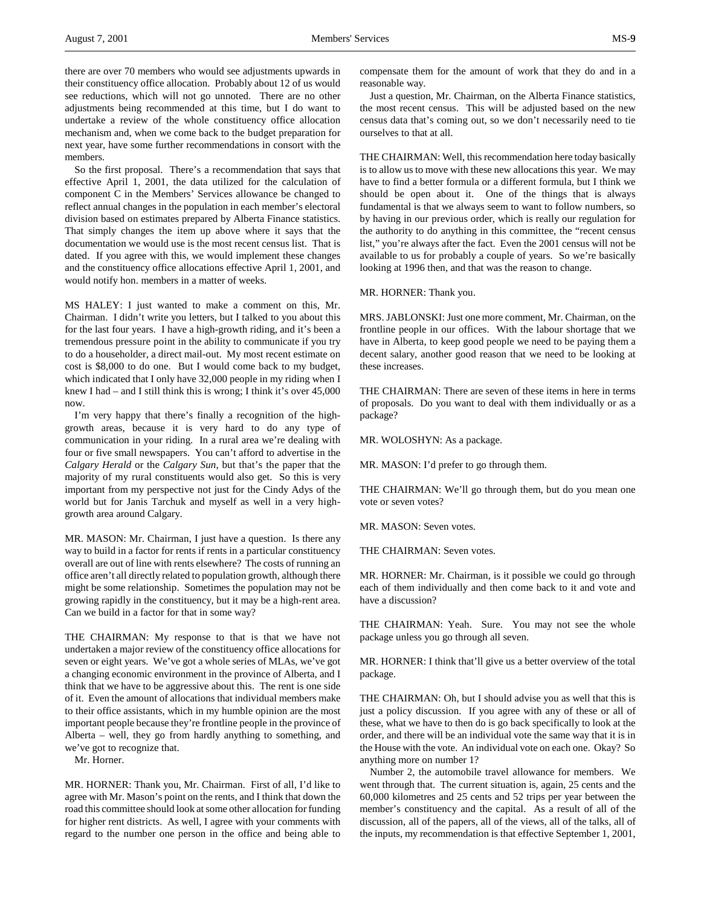there are over 70 members who would see adjustments upwards in their constituency office allocation. Probably about 12 of us would see reductions, which will not go unnoted. There are no other adjustments being recommended at this time, but I do want to undertake a review of the whole constituency office allocation mechanism and, when we come back to the budget preparation for next year, have some further recommendations in consort with the members.

So the first proposal. There's a recommendation that says that effective April 1, 2001, the data utilized for the calculation of component C in the Members' Services allowance be changed to reflect annual changes in the population in each member's electoral division based on estimates prepared by Alberta Finance statistics. That simply changes the item up above where it says that the documentation we would use is the most recent census list. That is dated. If you agree with this, we would implement these changes and the constituency office allocations effective April 1, 2001, and would notify hon. members in a matter of weeks.

MS HALEY: I just wanted to make a comment on this, Mr. Chairman. I didn't write you letters, but I talked to you about this for the last four years. I have a high-growth riding, and it's been a tremendous pressure point in the ability to communicate if you try to do a householder, a direct mail-out. My most recent estimate on cost is $8,000 to do one. But I would come back to my budget, which indicated that I only have 32,000 people in my riding when I knew I had – and I still think this is wrong; I think it's over 45,000 now.

I'm very happy that there's finally a recognition of the high-growth areas, because it is very hard to do any type of communication in your riding. In a rural area we're dealing with four or five small newspapers. You can't afford to advertise in the *Calgary Herald* or the *Calgary Sun*, but that's the paper that the majority of my rural constituents would also get. So this is very important from my perspective not just for the Cindy Adys of the world but for Janis Tarchuk and myself as well in a very high-growth area around Calgary.

MR. MASON: Mr. Chairman, I just have a question. Is there any way to build in a factor for rents if rents in a particular constituency overall are out of line with rents elsewhere? The costs of running an office aren't all directly related to population growth, although there might be some relationship. Sometimes the population may not be growing rapidly in the constituency, but it may be a high-rent area. Can we build in a factor for that in some way?

THE CHAIRMAN: My response to that is that we have not undertaken a major review of the constituency office allocations for seven or eight years. We've got a whole series of MLAs, we've got a changing economic environment in the province of Alberta, and I think that we have to be aggressive about this. The rent is one side of it. Even the amount of allocations that individual members make to their office assistants, which in my humble opinion are the most important people because they're frontline people in the province of Alberta – well, they go from hardly anything to something, and we've got to recognize that.

Mr. Horner.

MR. HORNER: Thank you, Mr. Chairman. First of all, I'd like to agree with Mr. Mason's point on the rents, and I think that down the road this committee should look at some other allocation for funding for higher rent districts. As well, I agree with your comments with regard to the number one person in the office and being able to compensate them for the amount of work that they do and in a reasonable way.

Just a question, Mr. Chairman, on the Alberta Finance statistics, the most recent census. This will be adjusted based on the new census data that's coming out, so we don't necessarily need to tie ourselves to that at all.

THE CHAIRMAN: Well, this recommendation here today basically is to allow us to move with these new allocations this year. We may have to find a better formula or a different formula, but I think we should be open about it. One of the things that is always fundamental is that we always seem to want to follow numbers, so by having in our previous order, which is really our regulation for the authority to do anything in this committee, the "recent census list," you're always after the fact. Even the 2001 census will not be available to us for probably a couple of years. So we're basically looking at 1996 then, and that was the reason to change.

MR. HORNER: Thank you.

MRS. JABLONSKI: Just one more comment, Mr. Chairman, on the frontline people in our offices. With the labour shortage that we have in Alberta, to keep good people we need to be paying them a decent salary, another good reason that we need to be looking at these increases.

THE CHAIRMAN: There are seven of these items in here in terms of proposals. Do you want to deal with them individually or as a package?

MR. WOLOSHYN: As a package.

MR. MASON: I'd prefer to go through them.

THE CHAIRMAN: We'll go through them, but do you mean one vote or seven votes?

MR. MASON: Seven votes.

THE CHAIRMAN: Seven votes.

MR. HORNER: Mr. Chairman, is it possible we could go through each of them individually and then come back to it and vote and have a discussion?

THE CHAIRMAN: Yeah. Sure. You may not see the whole package unless you go through all seven.

MR. HORNER: I think that'll give us a better overview of the total package.

THE CHAIRMAN: Oh, but I should advise you as well that this is just a policy discussion. If you agree with any of these or all of these, what we have to then do is go back specifically to look at the order, and there will be an individual vote the same way that it is in the House with the vote. An individual vote on each one. Okay? So anything more on number 1?

Number 2, the automobile travel allowance for members. We went through that. The current situation is, again, 25 cents and the 60,000 kilometres and 25 cents and 52 trips per year between the member's constituency and the capital. As a result of all of the discussion, all of the papers, all of the views, all of the talks, all of the inputs, my recommendation is that effective September 1, 2001,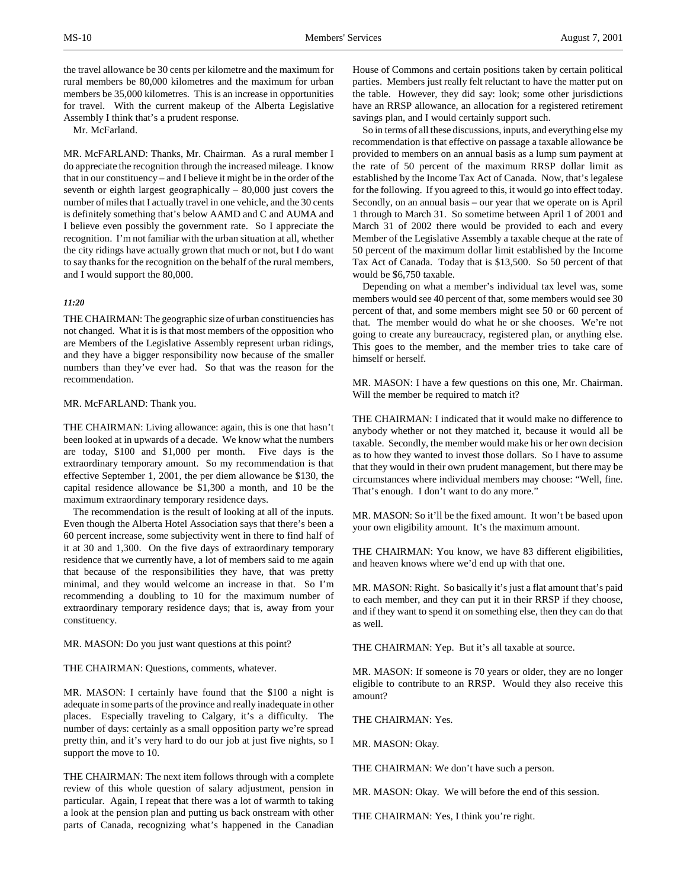the travel allowance be 30 cents per kilometre and the maximum for rural members be 80,000 kilometres and the maximum for urban members be 35,000 kilometres. This is an increase in opportunities for travel. With the current makeup of the Alberta Legislative Assembly I think that's a prudent response.

Mr. McFarland.

MR. McFARLAND: Thanks, Mr. Chairman. As a rural member I do appreciate the recognition through the increased mileage. I know that in our constituency – and I believe it might be in the order of the seventh or eighth largest geographically – 80,000 just covers the number of miles that I actually travel in one vehicle, and the 30 cents is definitely something that's below AAMD and C and AUMA and I believe even possibly the government rate. So I appreciate the recognition. I'm not familiar with the urban situation at all, whether the city ridings have actually grown that much or not, but I do want to say thanks for the recognition on the behalf of the rural members, and I would support the 80,000.

*11:20*

THE CHAIRMAN: The geographic size of urban constituencies has not changed. What it is is that most members of the opposition who are Members of the Legislative Assembly represent urban ridings, and they have a bigger responsibility now because of the smaller numbers than they've ever had. So that was the reason for the recommendation.

MR. McFARLAND: Thank you.

THE CHAIRMAN: Living allowance: again, this is one that hasn't been looked at in upwards of a decade. We know what the numbers are today, $100 and $1,000 per month. Five days is the extraordinary temporary amount. So my recommendation is that effective September 1, 2001, the per diem allowance be $130, the capital residence allowance be $1,300 a month, and 10 be the maximum extraordinary temporary residence days.

The recommendation is the result of looking at all of the inputs. Even though the Alberta Hotel Association says that there's been a 60 percent increase, some subjectivity went in there to find half of it at 30 and 1,300. On the five days of extraordinary temporary residence that we currently have, a lot of members said to me again that because of the responsibilities they have, that was pretty minimal, and they would welcome an increase in that. So I'm recommending a doubling to 10 for the maximum number of extraordinary temporary residence days; that is, away from your constituency.

MR. MASON: Do you just want questions at this point?

THE CHAIRMAN: Questions, comments, whatever.

MR. MASON: I certainly have found that the $100 a night is adequate in some parts of the province and really inadequate in other places. Especially traveling to Calgary, it's a difficulty. The number of days: certainly as a small opposition party we're spread pretty thin, and it's very hard to do our job at just five nights, so I support the move to 10.

THE CHAIRMAN: The next item follows through with a complete review of this whole question of salary adjustment, pension in particular. Again, I repeat that there was a lot of warmth to taking a look at the pension plan and putting us back onstream with other parts of Canada, recognizing what's happened in the Canadian House of Commons and certain positions taken by certain political parties. Members just really felt reluctant to have the matter put on the table. However, they did say: look; some other jurisdictions have an RRSP allowance, an allocation for a registered retirement savings plan, and I would certainly support such.

So in terms of all these discussions, inputs, and everything else my recommendation is that effective on passage a taxable allowance be provided to members on an annual basis as a lump sum payment at the rate of 50 percent of the maximum RRSP dollar limit as established by the Income Tax Act of Canada. Now, that's legalese for the following. If you agreed to this, it would go into effect today. Secondly, on an annual basis – our year that we operate on is April 1 through to March 31. So sometime between April 1 of 2001 and March 31 of 2002 there would be provided to each and every Member of the Legislative Assembly a taxable cheque at the rate of 50 percent of the maximum dollar limit established by the Income Tax Act of Canada. Today that is $13,500. So 50 percent of that would be $6,750 taxable.

Depending on what a member's individual tax level was, some members would see 40 percent of that, some members would see 30 percent of that, and some members might see 50 or 60 percent of that. The member would do what he or she chooses. We're not going to create any bureaucracy, registered plan, or anything else. This goes to the member, and the member tries to take care of himself or herself.

MR. MASON: I have a few questions on this one, Mr. Chairman. Will the member be required to match it?

THE CHAIRMAN: I indicated that it would make no difference to anybody whether or not they matched it, because it would all be taxable. Secondly, the member would make his or her own decision as to how they wanted to invest those dollars. So I have to assume that they would in their own prudent management, but there may be circumstances where individual members may choose: "Well, fine. That's enough. I don't want to do any more."

MR. MASON: So it'll be the fixed amount. It won't be based upon your own eligibility amount. It's the maximum amount.

THE CHAIRMAN: You know, we have 83 different eligibilities, and heaven knows where we'd end up with that one.

MR. MASON: Right. So basically it's just a flat amount that's paid to each member, and they can put it in their RRSP if they choose, and if they want to spend it on something else, then they can do that as well.

THE CHAIRMAN: Yep. But it's all taxable at source.

MR. MASON: If someone is 70 years or older, they are no longer eligible to contribute to an RRSP. Would they also receive this amount?

THE CHAIRMAN: Yes.

MR. MASON: Okay.

THE CHAIRMAN: We don't have such a person.

MR. MASON: Okay. We will before the end of this session.

THE CHAIRMAN: Yes, I think you're right.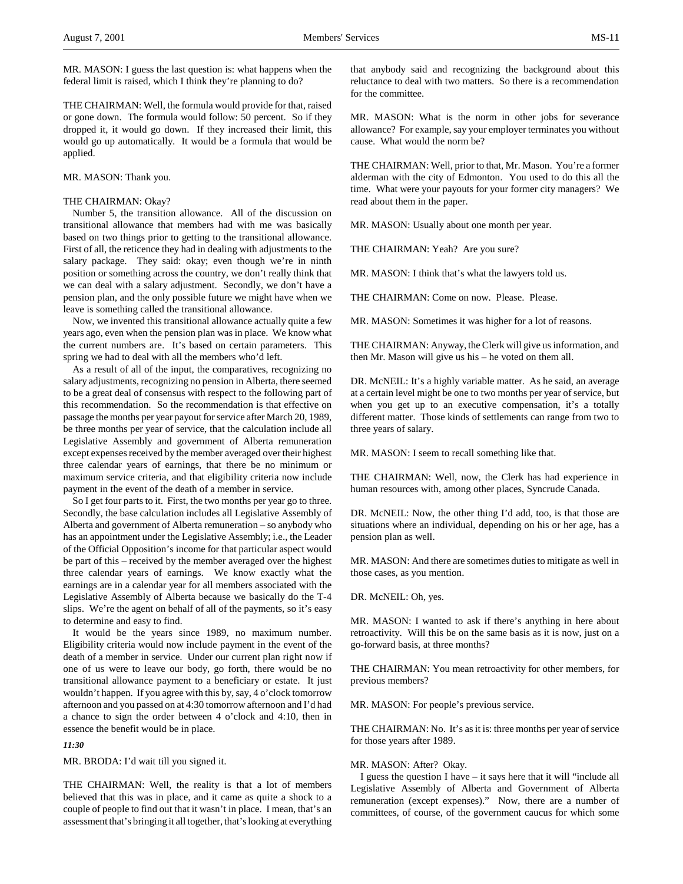MR. MASON: I guess the last question is: what happens when the federal limit is raised, which I think they're planning to do?

THE CHAIRMAN: Well, the formula would provide for that, raised or gone down. The formula would follow: 50 percent. So if they dropped it, it would go down. If they increased their limit, this would go up automatically. It would be a formula that would be applied.

MR. MASON: Thank you.

THE CHAIRMAN: Okay?

Number 5, the transition allowance. All of the discussion on transitional allowance that members had with me was basically based on two things prior to getting to the transitional allowance. First of all, the reticence they had in dealing with adjustments to the salary package. They said: okay; even though we're in ninth position or something across the country, we don't really think that we can deal with a salary adjustment. Secondly, we don't have a pension plan, and the only possible future we might have when we leave is something called the transitional allowance.

Now, we invented this transitional allowance actually quite a few years ago, even when the pension plan was in place. We know what the current numbers are. It's based on certain parameters. This spring we had to deal with all the members who'd left.

As a result of all of the input, the comparatives, recognizing no salary adjustments, recognizing no pension in Alberta, there seemed to be a great deal of consensus with respect to the following part of this recommendation. So the recommendation is that effective on passage the months per year payout for service after March 20, 1989, be three months per year of service, that the calculation include all Legislative Assembly and government of Alberta remuneration except expenses received by the member averaged over their highest three calendar years of earnings, that there be no minimum or maximum service criteria, and that eligibility criteria now include payment in the event of the death of a member in service.

So I get four parts to it. First, the two months per year go to three. Secondly, the base calculation includes all Legislative Assembly of Alberta and government of Alberta remuneration – so anybody who has an appointment under the Legislative Assembly; i.e., the Leader of the Official Opposition's income for that particular aspect would be part of this – received by the member averaged over the highest three calendar years of earnings. We know exactly what the earnings are in a calendar year for all members associated with the Legislative Assembly of Alberta because we basically do the T-4 slips. We're the agent on behalf of all of the payments, so it's easy to determine and easy to find.

It would be the years since 1989, no maximum number. Eligibility criteria would now include payment in the event of the death of a member in service. Under our current plan right now if one of us were to leave our body, go forth, there would be no transitional allowance payment to a beneficiary or estate. It just wouldn't happen. If you agree with this by, say, 4 o'clock tomorrow afternoon and you passed on at 4:30 tomorrow afternoon and I'd had a chance to sign the order between 4 o'clock and 4:10, then in essence the benefit would be in place.

*11:30*

MR. BRODA: I'd wait till you signed it.

THE CHAIRMAN: Well, the reality is that a lot of members believed that this was in place, and it came as quite a shock to a couple of people to find out that it wasn't in place. I mean, that's an assessment that's bringing it all together, that's looking at everything that anybody said and recognizing the background about this reluctance to deal with two matters. So there is a recommendation for the committee.

MR. MASON: What is the norm in other jobs for severance allowance? For example, say your employer terminates you without cause. What would the norm be?

THE CHAIRMAN: Well, prior to that, Mr. Mason. You're a former alderman with the city of Edmonton. You used to do this all the time. What were your payouts for your former city managers? We read about them in the paper.

MR. MASON: Usually about one month per year.

THE CHAIRMAN: Yeah? Are you sure?

MR. MASON: I think that's what the lawyers told us.

THE CHAIRMAN: Come on now. Please. Please.

MR. MASON: Sometimes it was higher for a lot of reasons.

THE CHAIRMAN: Anyway, the Clerk will give us information, and then Mr. Mason will give us his – he voted on them all.

DR. McNEIL: It's a highly variable matter. As he said, an average at a certain level might be one to two months per year of service, but when you get up to an executive compensation, it's a totally different matter. Those kinds of settlements can range from two to three years of salary.

MR. MASON: I seem to recall something like that.

THE CHAIRMAN: Well, now, the Clerk has had experience in human resources with, among other places, Syncrude Canada.

DR. McNEIL: Now, the other thing I'd add, too, is that those are situations where an individual, depending on his or her age, has a pension plan as well.

MR. MASON: And there are sometimes duties to mitigate as well in those cases, as you mention.

DR. McNEIL: Oh, yes.

MR. MASON: I wanted to ask if there's anything in here about retroactivity. Will this be on the same basis as it is now, just on a go-forward basis, at three months?

THE CHAIRMAN: You mean retroactivity for other members, for previous members?

MR. MASON: For people's previous service.

THE CHAIRMAN: No. It's as it is: three months per year of service for those years after 1989.

MR. MASON: After? Okay.

I guess the question I have – it says here that it will "include all Legislative Assembly of Alberta and Government of Alberta remuneration (except expenses)." Now, there are a number of committees, of course, of the government caucus for which some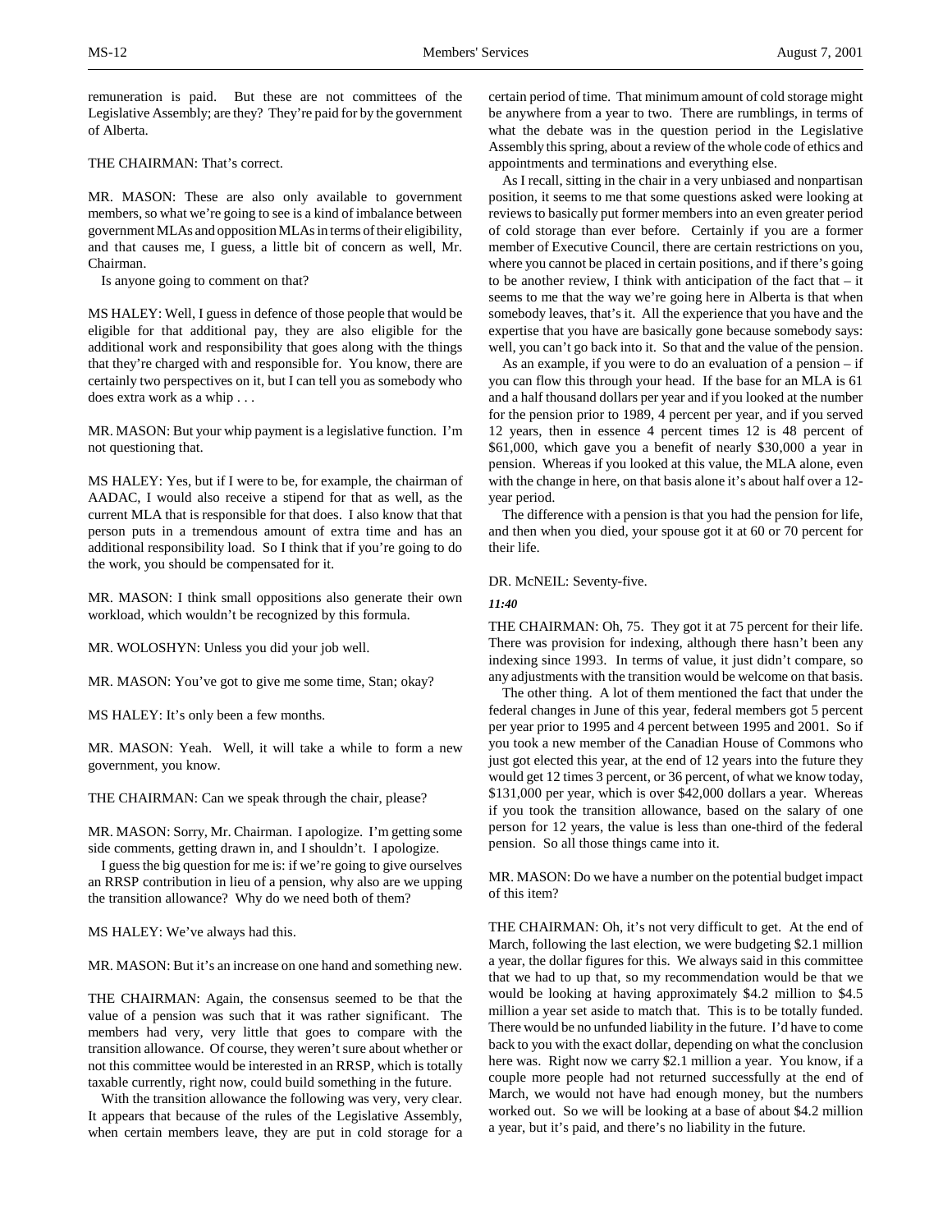remuneration is paid. But these are not committees of the Legislative Assembly; are they? They're paid for by the government of Alberta.

THE CHAIRMAN: That's correct.

MR. MASON: These are also only available to government members, so what we're going to see is a kind of imbalance between government MLAs and opposition MLAs in terms of their eligibility, and that causes me, I guess, a little bit of concern as well, Mr. Chairman.

Is anyone going to comment on that?

MS HALEY: Well, I guess in defence of those people that would be eligible for that additional pay, they are also eligible for the additional work and responsibility that goes along with the things that they're charged with and responsible for. You know, there are certainly two perspectives on it, but I can tell you as somebody who does extra work as a whip . . .

MR. MASON: But your whip payment is a legislative function. I'm not questioning that.

MS HALEY: Yes, but if I were to be, for example, the chairman of AADAC, I would also receive a stipend for that as well, as the current MLA that is responsible for that does. I also know that that person puts in a tremendous amount of extra time and has an additional responsibility load. So I think that if you're going to do the work, you should be compensated for it.

MR. MASON: I think small oppositions also generate their own workload, which wouldn't be recognized by this formula.

MR. WOLOSHYN: Unless you did your job well.

MR. MASON: You've got to give me some time, Stan; okay?

MS HALEY: It's only been a few months.

MR. MASON: Yeah. Well, it will take a while to form a new government, you know.

THE CHAIRMAN: Can we speak through the chair, please?

MR. MASON: Sorry, Mr. Chairman. I apologize. I'm getting some side comments, getting drawn in, and I shouldn't. I apologize.

I guess the big question for me is: if we're going to give ourselves an RRSP contribution in lieu of a pension, why also are we upping the transition allowance? Why do we need both of them?

MS HALEY: We've always had this.

MR. MASON: But it's an increase on one hand and something new.

THE CHAIRMAN: Again, the consensus seemed to be that the value of a pension was such that it was rather significant. The members had very, very little that goes to compare with the transition allowance. Of course, they weren't sure about whether or not this committee would be interested in an RRSP, which is totally taxable currently, right now, could build something in the future.

With the transition allowance the following was very, very clear. It appears that because of the rules of the Legislative Assembly, when certain members leave, they are put in cold storage for a certain period of time. That minimum amount of cold storage might be anywhere from a year to two. There are rumblings, in terms of what the debate was in the question period in the Legislative Assembly this spring, about a review of the whole code of ethics and appointments and terminations and everything else.

As I recall, sitting in the chair in a very unbiased and nonpartisan position, it seems to me that some questions asked were looking at reviews to basically put former members into an even greater period of cold storage than ever before. Certainly if you are a former member of Executive Council, there are certain restrictions on you, where you cannot be placed in certain positions, and if there's going to be another review, I think with anticipation of the fact that – it seems to me that the way we're going here in Alberta is that when somebody leaves, that's it. All the experience that you have and the expertise that you have are basically gone because somebody says: well, you can't go back into it. So that and the value of the pension.

As an example, if you were to do an evaluation of a pension – if you can flow this through your head. If the base for an MLA is 61 and a half thousand dollars per year and if you looked at the number for the pension prior to 1989, 4 percent per year, and if you served 12 years, then in essence 4 percent times 12 is 48 percent of $61,000, which gave you a benefit of nearly $30,000 a year in pension. Whereas if you looked at this value, the MLA alone, even with the change in here, on that basis alone it's about half over a 12-year period.

The difference with a pension is that you had the pension for life, and then when you died, your spouse got it at 60 or 70 percent for their life.

DR. McNEIL: Seventy-five.

*11:40*

THE CHAIRMAN: Oh, 75. They got it at 75 percent for their life. There was provision for indexing, although there hasn't been any indexing since 1993. In terms of value, it just didn't compare, so any adjustments with the transition would be welcome on that basis.

The other thing. A lot of them mentioned the fact that under the federal changes in June of this year, federal members got 5 percent per year prior to 1995 and 4 percent between 1995 and 2001. So if you took a new member of the Canadian House of Commons who just got elected this year, at the end of 12 years into the future they would get 12 times 3 percent, or 36 percent, of what we know today, $131,000 per year, which is over $42,000 dollars a year. Whereas if you took the transition allowance, based on the salary of one person for 12 years, the value is less than one-third of the federal pension. So all those things came into it.

MR. MASON: Do we have a number on the potential budget impact of this item?

THE CHAIRMAN: Oh, it's not very difficult to get. At the end of March, following the last election, we were budgeting $2.1 million a year, the dollar figures for this. We always said in this committee that we had to up that, so my recommendation would be that we would be looking at having approximately $4.2 million to $4.5 million a year set aside to match that. This is to be totally funded. There would be no unfunded liability in the future. I'd have to come back to you with the exact dollar, depending on what the conclusion here was. Right now we carry $2.1 million a year. You know, if a couple more people had not returned successfully at the end of March, we would not have had enough money, but the numbers worked out. So we will be looking at a base of about $4.2 million a year, but it's paid, and there's no liability in the future.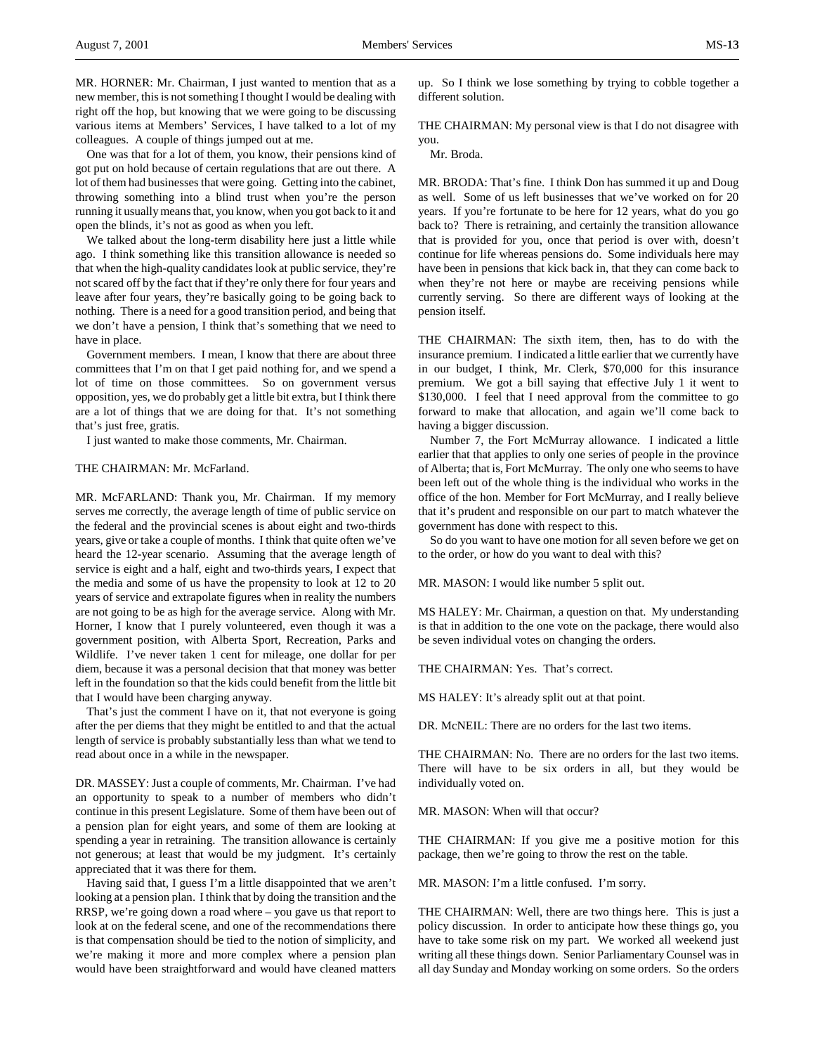MR. HORNER: Mr. Chairman, I just wanted to mention that as a new member, this is not something I thought I would be dealing with right off the hop, but knowing that we were going to be discussing various items at Members' Services, I have talked to a lot of my colleagues. A couple of things jumped out at me.

One was that for a lot of them, you know, their pensions kind of got put on hold because of certain regulations that are out there. A lot of them had businesses that were going. Getting into the cabinet, throwing something into a blind trust when you're the person running it usually means that, you know, when you got back to it and open the blinds, it's not as good as when you left.

We talked about the long-term disability here just a little while ago. I think something like this transition allowance is needed so that when the high-quality candidates look at public service, they're not scared off by the fact that if they're only there for four years and leave after four years, they're basically going to be going back to nothing. There is a need for a good transition period, and being that we don't have a pension, I think that's something that we need to have in place.

Government members. I mean, I know that there are about three committees that I'm on that I get paid nothing for, and we spend a lot of time on those committees. So on government versus opposition, yes, we do probably get a little bit extra, but I think there are a lot of things that we are doing for that. It's not something that's just free, gratis.

I just wanted to make those comments, Mr. Chairman.

THE CHAIRMAN: Mr. McFarland.

MR. McFARLAND: Thank you, Mr. Chairman. If my memory serves me correctly, the average length of time of public service on the federal and the provincial scenes is about eight and two-thirds years, give or take a couple of months. I think that quite often we've heard the 12-year scenario. Assuming that the average length of service is eight and a half, eight and two-thirds years, I expect that the media and some of us have the propensity to look at 12 to 20 years of service and extrapolate figures when in reality the numbers are not going to be as high for the average service. Along with Mr. Horner, I know that I purely volunteered, even though it was a government position, with Alberta Sport, Recreation, Parks and Wildlife. I've never taken 1 cent for mileage, one dollar for per diem, because it was a personal decision that that money was better left in the foundation so that the kids could benefit from the little bit that I would have been charging anyway.

That's just the comment I have on it, that not everyone is going after the per diems that they might be entitled to and that the actual length of service is probably substantially less than what we tend to read about once in a while in the newspaper.

DR. MASSEY: Just a couple of comments, Mr. Chairman. I've had an opportunity to speak to a number of members who didn't continue in this present Legislature. Some of them have been out of a pension plan for eight years, and some of them are looking at spending a year in retraining. The transition allowance is certainly not generous; at least that would be my judgment. It's certainly appreciated that it was there for them.

Having said that, I guess I'm a little disappointed that we aren't looking at a pension plan. I think that by doing the transition and the RRSP, we're going down a road where – you gave us that report to look at on the federal scene, and one of the recommendations there is that compensation should be tied to the notion of simplicity, and we're making it more and more complex where a pension plan would have been straightforward and would have cleaned matters up. So I think we lose something by trying to cobble together a different solution.

THE CHAIRMAN: My personal view is that I do not disagree with you.

Mr. Broda.

MR. BRODA: That's fine. I think Don has summed it up and Doug as well. Some of us left businesses that we've worked on for 20 years. If you're fortunate to be here for 12 years, what do you go back to? There is retraining, and certainly the transition allowance that is provided for you, once that period is over with, doesn't continue for life whereas pensions do. Some individuals here may have been in pensions that kick back in, that they can come back to when they're not here or maybe are receiving pensions while currently serving. So there are different ways of looking at the pension itself.

THE CHAIRMAN: The sixth item, then, has to do with the insurance premium. I indicated a little earlier that we currently have in our budget, I think, Mr. Clerk, $70,000 for this insurance premium. We got a bill saying that effective July 1 it went to $130,000. I feel that I need approval from the committee to go forward to make that allocation, and again we'll come back to having a bigger discussion.

Number 7, the Fort McMurray allowance. I indicated a little earlier that that applies to only one series of people in the province of Alberta; that is, Fort McMurray. The only one who seems to have been left out of the whole thing is the individual who works in the office of the hon. Member for Fort McMurray, and I really believe that it's prudent and responsible on our part to match whatever the government has done with respect to this.

So do you want to have one motion for all seven before we get on to the order, or how do you want to deal with this?

MR. MASON: I would like number 5 split out.

MS HALEY: Mr. Chairman, a question on that. My understanding is that in addition to the one vote on the package, there would also be seven individual votes on changing the orders.

THE CHAIRMAN: Yes. That's correct.

MS HALEY: It's already split out at that point.

DR. McNEIL: There are no orders for the last two items.

THE CHAIRMAN: No. There are no orders for the last two items. There will have to be six orders in all, but they would be individually voted on.

MR. MASON: When will that occur?

THE CHAIRMAN: If you give me a positive motion for this package, then we're going to throw the rest on the table.

MR. MASON: I'm a little confused. I'm sorry.

THE CHAIRMAN: Well, there are two things here. This is just a policy discussion. In order to anticipate how these things go, you have to take some risk on my part. We worked all weekend just writing all these things down. Senior Parliamentary Counsel was in all day Sunday and Monday working on some orders. So the orders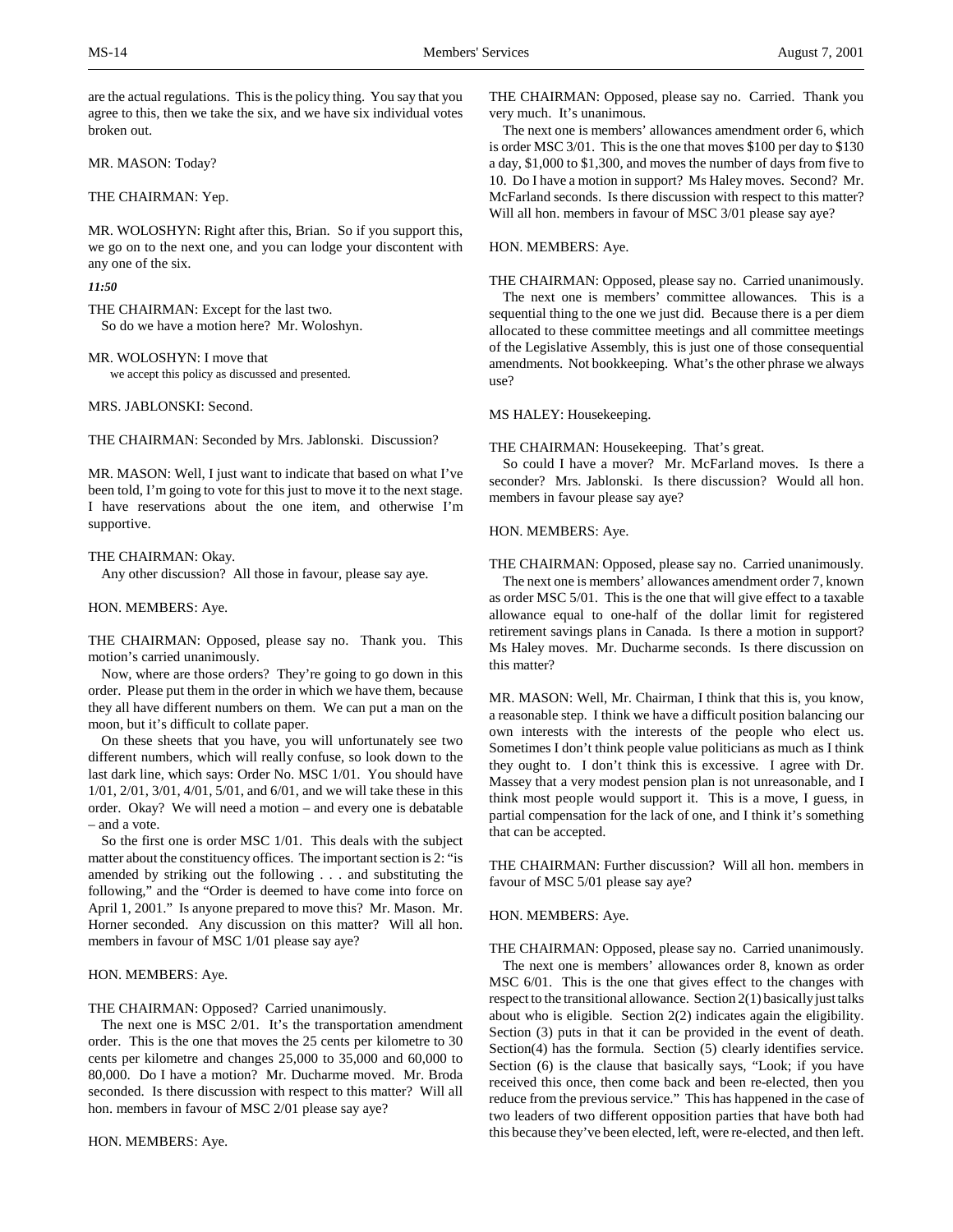are the actual regulations. This is the policy thing. You say that you agree to this, then we take the six, and we have six individual votes broken out.

MR. MASON: Today?

THE CHAIRMAN: Yep.

MR. WOLOSHYN: Right after this, Brian. So if you support this, we go on to the next one, and you can lodge your discontent with any one of the six.

***11:50***

THE CHAIRMAN: Except for the last two.
So do we have a motion here? Mr. Woloshyn.

MR. WOLOSHYN: I move that
we accept this policy as discussed and presented.

MRS. JABLONSKI: Second.

THE CHAIRMAN: Seconded by Mrs. Jablonski. Discussion?

MR. MASON: Well, I just want to indicate that based on what I've been told, I'm going to vote for this just to move it to the next stage. I have reservations about the one item, and otherwise I'm supportive.

THE CHAIRMAN: Okay.
Any other discussion? All those in favour, please say aye.

HON. MEMBERS: Aye.

THE CHAIRMAN: Opposed, please say no. Thank you. This motion's carried unanimously.

Now, where are those orders? They're going to go down in this order. Please put them in the order in which we have them, because they all have different numbers on them. We can put a man on the moon, but it's difficult to collate paper.

On these sheets that you have, you will unfortunately see two different numbers, which will really confuse, so look down to the last dark line, which says: Order No. MSC 1/01. You should have 1/01, 2/01, 3/01, 4/01, 5/01, and 6/01, and we will take these in this order. Okay? We will need a motion – and every one is debatable – and a vote.

So the first one is order MSC 1/01. This deals with the subject matter about the constituency offices. The important section is 2: "is amended by striking out the following . . . and substituting the following," and the "Order is deemed to have come into force on April 1, 2001." Is anyone prepared to move this? Mr. Mason. Mr. Horner seconded. Any discussion on this matter? Will all hon. members in favour of MSC 1/01 please say aye?

HON. MEMBERS: Aye.

THE CHAIRMAN: Opposed? Carried unanimously.

The next one is MSC 2/01. It's the transportation amendment order. This is the one that moves the 25 cents per kilometre to 30 cents per kilometre and changes 25,000 to 35,000 and 60,000 to 80,000. Do I have a motion? Mr. Ducharme moved. Mr. Broda seconded. Is there discussion with respect to this matter? Will all hon. members in favour of MSC 2/01 please say aye?

HON. MEMBERS: Aye.

THE CHAIRMAN: Opposed, please say no. Carried. Thank you very much. It's unanimous.

The next one is members' allowances amendment order 6, which is order MSC 3/01. This is the one that moves $100 per day to $130 a day, $1,000 to $1,300, and moves the number of days from five to 10. Do I have a motion in support? Ms Haley moves. Second? Mr. McFarland seconds. Is there discussion with respect to this matter? Will all hon. members in favour of MSC 3/01 please say aye?

HON. MEMBERS: Aye.

THE CHAIRMAN: Opposed, please say no. Carried unanimously.

The next one is members' committee allowances. This is a sequential thing to the one we just did. Because there is a per diem allocated to these committee meetings and all committee meetings of the Legislative Assembly, this is just one of those consequential amendments. Not bookkeeping. What's the other phrase we always use?

MS HALEY: Housekeeping.

THE CHAIRMAN: Housekeeping. That's great.

So could I have a mover? Mr. McFarland moves. Is there a seconder? Mrs. Jablonski. Is there discussion? Would all hon. members in favour please say aye?

HON. MEMBERS: Aye.

THE CHAIRMAN: Opposed, please say no. Carried unanimously.

The next one is members' allowances amendment order 7, known as order MSC 5/01. This is the one that will give effect to a taxable allowance equal to one-half of the dollar limit for registered retirement savings plans in Canada. Is there a motion in support? Ms Haley moves. Mr. Ducharme seconds. Is there discussion on this matter?

MR. MASON: Well, Mr. Chairman, I think that this is, you know, a reasonable step. I think we have a difficult position balancing our own interests with the interests of the people who elect us. Sometimes I don't think people value politicians as much as I think they ought to. I don't think this is excessive. I agree with Dr. Massey that a very modest pension plan is not unreasonable, and I think most people would support it. This is a move, I guess, in partial compensation for the lack of one, and I think it's something that can be accepted.

THE CHAIRMAN: Further discussion? Will all hon. members in favour of MSC 5/01 please say aye?

HON. MEMBERS: Aye.

THE CHAIRMAN: Opposed, please say no. Carried unanimously.

The next one is members' allowances order 8, known as order MSC 6/01. This is the one that gives effect to the changes with respect to the transitional allowance. Section 2(1) basically just talks about who is eligible. Section 2(2) indicates again the eligibility. Section (3) puts in that it can be provided in the event of death. Section(4) has the formula. Section (5) clearly identifies service. Section (6) is the clause that basically says, "Look; if you have received this once, then come back and been re-elected, then you reduce from the previous service." This has happened in the case of two leaders of two different opposition parties that have both had this because they've been elected, left, were re-elected, and then left.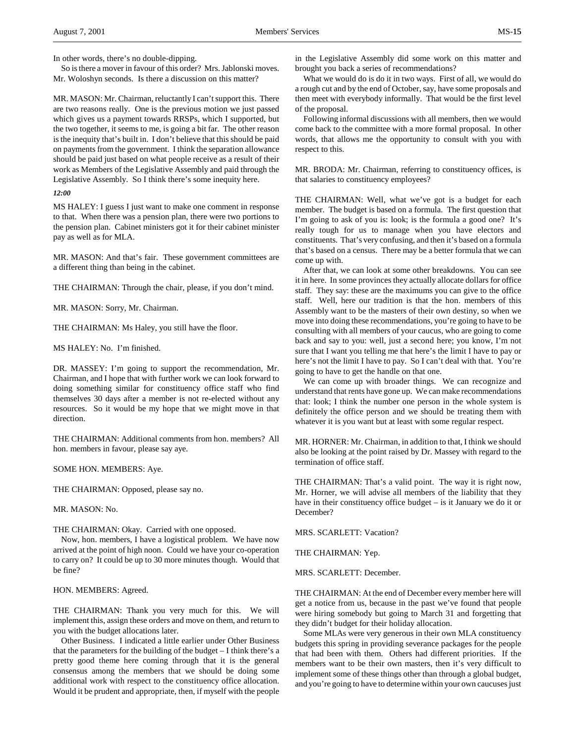In other words, there's no double-dipping.

So is there a mover in favour of this order? Mrs. Jablonski moves. Mr. Woloshyn seconds. Is there a discussion on this matter?

MR. MASON: Mr. Chairman, reluctantly I can't support this. There are two reasons really. One is the previous motion we just passed which gives us a payment towards RRSPs, which I supported, but the two together, it seems to me, is going a bit far. The other reason is the inequity that's built in. I don't believe that this should be paid on payments from the government. I think the separation allowance should be paid just based on what people receive as a result of their work as Members of the Legislative Assembly and paid through the Legislative Assembly. So I think there's some inequity here.

*12:00*

MS HALEY: I guess I just want to make one comment in response to that. When there was a pension plan, there were two portions to the pension plan. Cabinet ministers got it for their cabinet minister pay as well as for MLA.

MR. MASON: And that's fair. These government committees are a different thing than being in the cabinet.

THE CHAIRMAN: Through the chair, please, if you don't mind.

MR. MASON: Sorry, Mr. Chairman.

THE CHAIRMAN: Ms Haley, you still have the floor.

MS HALEY: No. I'm finished.

DR. MASSEY: I'm going to support the recommendation, Mr. Chairman, and I hope that with further work we can look forward to doing something similar for constituency office staff who find themselves 30 days after a member is not re-elected without any resources. So it would be my hope that we might move in that direction.

THE CHAIRMAN: Additional comments from hon. members? All hon. members in favour, please say aye.

SOME HON. MEMBERS: Aye.

THE CHAIRMAN: Opposed, please say no.

MR. MASON: No.

THE CHAIRMAN: Okay. Carried with one opposed.

Now, hon. members, I have a logistical problem. We have now arrived at the point of high noon. Could we have your co-operation to carry on? It could be up to 30 more minutes though. Would that be fine?

HON. MEMBERS: Agreed.

THE CHAIRMAN: Thank you very much for this. We will implement this, assign these orders and move on them, and return to you with the budget allocations later.

Other Business. I indicated a little earlier under Other Business that the parameters for the building of the budget – I think there's a pretty good theme here coming through that it is the general consensus among the members that we should be doing some additional work with respect to the constituency office allocation. Would it be prudent and appropriate, then, if myself with the people in the Legislative Assembly did some work on this matter and brought you back a series of recommendations?

What we would do is do it in two ways. First of all, we would do a rough cut and by the end of October, say, have some proposals and then meet with everybody informally. That would be the first level of the proposal.

Following informal discussions with all members, then we would come back to the committee with a more formal proposal. In other words, that allows me the opportunity to consult with you with respect to this.

MR. BRODA: Mr. Chairman, referring to constituency offices, is that salaries to constituency employees?

THE CHAIRMAN: Well, what we've got is a budget for each member. The budget is based on a formula. The first question that I'm going to ask of you is: look; is the formula a good one? It's really tough for us to manage when you have electors and constituents. That's very confusing, and then it's based on a formula that's based on a census. There may be a better formula that we can come up with.

After that, we can look at some other breakdowns. You can see it in here. In some provinces they actually allocate dollars for office staff. They say: these are the maximums you can give to the office staff. Well, here our tradition is that the hon. members of this Assembly want to be the masters of their own destiny, so when we move into doing these recommendations, you're going to have to be consulting with all members of your caucus, who are going to come back and say to you: well, just a second here; you know, I'm not sure that I want you telling me that here's the limit I have to pay or here's not the limit I have to pay. So I can't deal with that. You're going to have to get the handle on that one.

We can come up with broader things. We can recognize and understand that rents have gone up. We can make recommendations that: look; I think the number one person in the whole system is definitely the office person and we should be treating them with whatever it is you want but at least with some regular respect.

MR. HORNER: Mr. Chairman, in addition to that, I think we should also be looking at the point raised by Dr. Massey with regard to the termination of office staff.

THE CHAIRMAN: That's a valid point. The way it is right now, Mr. Horner, we will advise all members of the liability that they have in their constituency office budget – is it January we do it or December?

MRS. SCARLETT: Vacation?

THE CHAIRMAN: Yep.

MRS. SCARLETT: December.

THE CHAIRMAN: At the end of December every member here will get a notice from us, because in the past we've found that people were hiring somebody but going to March 31 and forgetting that they didn't budget for their holiday allocation.

Some MLAs were very generous in their own MLA constituency budgets this spring in providing severance packages for the people that had been with them. Others had different priorities. If the members want to be their own masters, then it's very difficult to implement some of these things other than through a global budget, and you're going to have to determine within your own caucuses just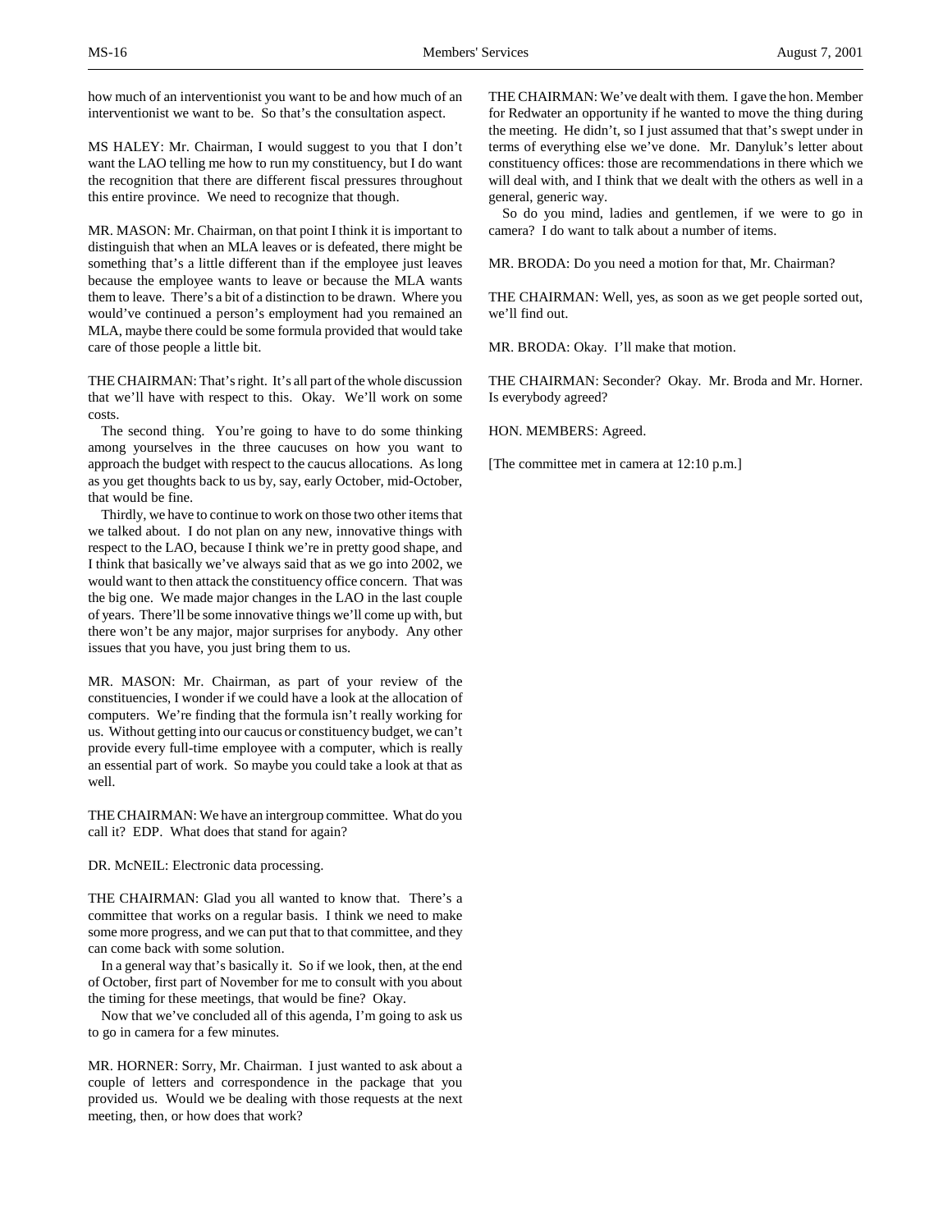how much of an interventionist you want to be and how much of an interventionist we want to be. So that's the consultation aspect.

MS HALEY: Mr. Chairman, I would suggest to you that I don't want the LAO telling me how to run my constituency, but I do want the recognition that there are different fiscal pressures throughout this entire province. We need to recognize that though.

MR. MASON: Mr. Chairman, on that point I think it is important to distinguish that when an MLA leaves or is defeated, there might be something that's a little different than if the employee just leaves because the employee wants to leave or because the MLA wants them to leave. There's a bit of a distinction to be drawn. Where you would've continued a person's employment had you remained an MLA, maybe there could be some formula provided that would take care of those people a little bit.

THE CHAIRMAN: That's right. It's all part of the whole discussion that we'll have with respect to this. Okay. We'll work on some costs.

The second thing. You're going to have to do some thinking among yourselves in the three caucuses on how you want to approach the budget with respect to the caucus allocations. As long as you get thoughts back to us by, say, early October, mid-October, that would be fine.

Thirdly, we have to continue to work on those two other items that we talked about. I do not plan on any new, innovative things with respect to the LAO, because I think we're in pretty good shape, and I think that basically we've always said that as we go into 2002, we would want to then attack the constituency office concern. That was the big one. We made major changes in the LAO in the last couple of years. There'll be some innovative things we'll come up with, but there won't be any major, major surprises for anybody. Any other issues that you have, you just bring them to us.

MR. MASON: Mr. Chairman, as part of your review of the constituencies, I wonder if we could have a look at the allocation of computers. We're finding that the formula isn't really working for us. Without getting into our caucus or constituency budget, we can't provide every full-time employee with a computer, which is really an essential part of work. So maybe you could take a look at that as well.

THE CHAIRMAN: We have an intergroup committee. What do you call it? EDP. What does that stand for again?

DR. McNEIL: Electronic data processing.

THE CHAIRMAN: Glad you all wanted to know that. There's a committee that works on a regular basis. I think we need to make some more progress, and we can put that to that committee, and they can come back with some solution.

In a general way that's basically it. So if we look, then, at the end of October, first part of November for me to consult with you about the timing for these meetings, that would be fine? Okay.

Now that we've concluded all of this agenda, I'm going to ask us to go in camera for a few minutes.

MR. HORNER: Sorry, Mr. Chairman. I just wanted to ask about a couple of letters and correspondence in the package that you provided us. Would we be dealing with those requests at the next meeting, then, or how does that work?

THE CHAIRMAN: We've dealt with them. I gave the hon. Member for Redwater an opportunity if he wanted to move the thing during the meeting. He didn't, so I just assumed that that's swept under in terms of everything else we've done. Mr. Danyluk's letter about constituency offices: those are recommendations in there which we will deal with, and I think that we dealt with the others as well in a general, generic way.

So do you mind, ladies and gentlemen, if we were to go in camera? I do want to talk about a number of items.

MR. BRODA: Do you need a motion for that, Mr. Chairman?

THE CHAIRMAN: Well, yes, as soon as we get people sorted out, we'll find out.

MR. BRODA: Okay. I'll make that motion.

THE CHAIRMAN: Seconder? Okay. Mr. Broda and Mr. Horner. Is everybody agreed?

HON. MEMBERS: Agreed.

[The committee met in camera at 12:10 p.m.]